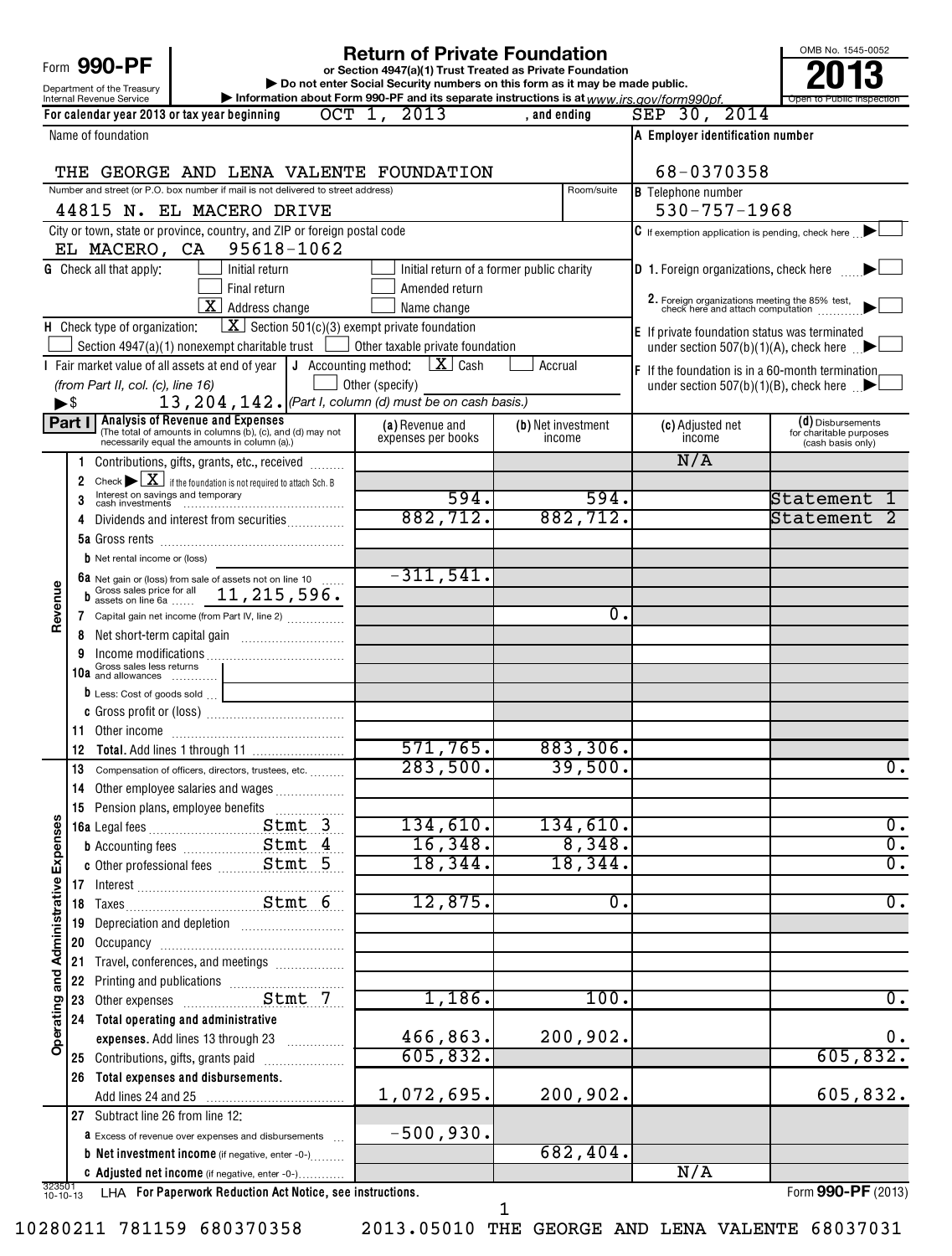Form **990-PF**

Department of the Treasury
Internal Revenue Service

# Return of Private Foundation

**or Section 4947(a)(1) Trust Treated as Private Foundation**

▶ Do not enter Social Security numbers on this form as it may be made public.

▶ Information about Form 990-PF and its separate instructions is at www.irs.gov/form990pf.

OMB No. 1545-0052

**2013**

Open to Public Inspection

For calendar year 2013 or tax year beginning OCT 1, 2013 , and ending SEP 30, 2014

Name of foundation: THE GEORGE AND LENA VALENTE FOUNDATION

A Employer identification number: 68-0370358

Number and street (or P.O. box number if mail is not delivered to street address): 44815 N. EL MACERO DRIVE — Room/suite:

B Telephone number: 530-757-1968

City or town, state or province, country, and ZIP or foreign postal code: EL MACERO, CA 95618-1062

C If exemption application is pending, check here ▶ ☐

G Check all that apply: ☐ Initial return ☐ Initial return of a former public charity ☐ Final return ☐ Amended return ☒ Address change ☐ Name change

D 1. Foreign organizations, check here ▶ ☐

2. Foreign organizations meeting the 85% test, check here and attach computation ▶ ☐

H Check type of organization: ☒ Section 501(c)(3) exempt private foundation ☐ Section 4947(a)(1) nonexempt charitable trust ☐ Other taxable private foundation

E If private foundation status was terminated under section 507(b)(1)(A), check here ▶ ☐

I Fair market value of all assets at end of year (from Part II, col. (c), line 16) ▶$ 13,204,142.

J Accounting method: ☒ Cash ☐ Accrual ☐ Other (specify) (Part I, column (d) must be on cash basis.)

F If the foundation is in a 60-month termination under section 507(b)(1)(B), check here ▶ ☐

**Part I Analysis of Revenue and Expenses** (The total of amounts in columns (b), (c), and (d) may not necessarily equal the amounts in column (a).)

| | | (a) Revenue and expenses per books | (b) Net investment income | (c) Adjusted net income | (d) Disbursements for charitable purposes (cash basis only) |
|---|---|---|---|---|---|
| **Revenue** | 1 Contributions, gifts, grants, etc., received | | | N/A | |
| | 2 Check ▶ ☒ if the foundation is not required to attach Sch. B | | | | |
| | 3 Interest on savings and temporary cash investments | 594. | 594. | | Statement 1 |
| | 4 Dividends and interest from securities | 882,712. | 882,712. | | Statement 2 |
| | 5a Gross rents | | | | |
| | b Net rental income or (loss) | | | | |
| | 6a Net gain or (loss) from sale of assets not on line 10 | -311,541. | | | |
| | b Gross sales price for all assets on line 6a 11,215,596. | | | | |
| | 7 Capital gain net income (from Part IV, line 2) | | 0. | | |
| | 8 Net short-term capital gain | | | | |
| | 9 Income modifications | | | | |
| | 10a Gross sales less returns and allowances | | | | |
| | b Less: Cost of goods sold | | | | |
| | c Gross profit or (loss) | | | | |
| | 11 Other income | | | | |
| | 12 **Total.** Add lines 1 through 11 | 571,765. | 883,306. | | |
| **Operating and Administrative Expenses** | 13 Compensation of officers, directors, trustees, etc. | 283,500. | 39,500. | | 0. |
| | 14 Other employee salaries and wages | | | | |
| | 15 Pension plans, employee benefits | | | | |
| | 16a Legal fees Stmt 3 | 134,610. | 134,610. | | 0. |
| | b Accounting fees Stmt 4 | 16,348. | 8,348. | | 0. |
| | c Other professional fees Stmt 5 | 18,344. | 18,344. | | 0. |
| | 17 Interest | | | | |
| | 18 Taxes Stmt 6 | 12,875. | 0. | | 0. |
| | 19 Depreciation and depletion | | | | |
| | 20 Occupancy | | | | |
| | 21 Travel, conferences, and meetings | | | | |
| | 22 Printing and publications | | | | |
| | 23 Other expenses Stmt 7 | 1,186. | 100. | | 0. |
| | 24 **Total operating and administrative expenses.** Add lines 13 through 23 | 466,863. | 200,902. | | 0. |
| | 25 Contributions, gifts, grants paid | 605,832. | | | 605,832. |
| | 26 **Total expenses and disbursements.** Add lines 24 and 25 | 1,072,695. | 200,902. | | 605,832. |
| | 27 Subtract line 26 from line 12: | | | | |
| | a Excess of revenue over expenses and disbursements | -500,930. | | | |
| | b **Net investment income** (if negative, enter -0-) | | 682,404. | | |
| | c **Adjusted net income** (if negative, enter -0-) | | | N/A | |

323501 10-10-13 LHA **For Paperwork Reduction Act Notice, see instructions.** Form **990-PF** (2013)

10280211 781159 680370358 2013.05010 THE GEORGE AND LENA VALENTE 68037031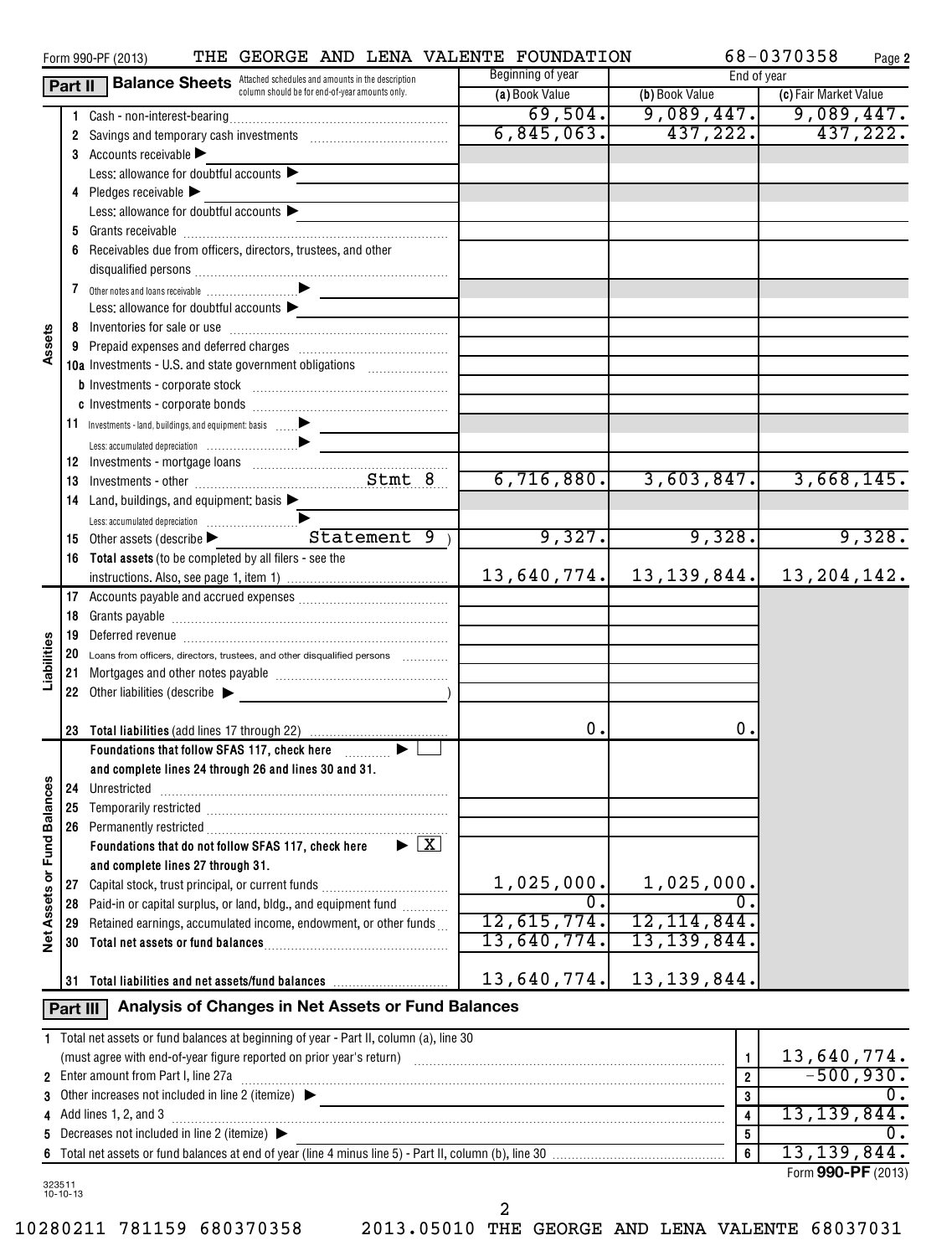Form 990-PF (2013) THE GEORGE AND LENA VALENTE FOUNDATION 68-0370358 Page 2

## Part II Balance Sheets

Attached schedules and amounts in the description column should be for end-of-year amounts only.

| | | Beginning of year | End of year | |
|---|---|---|---|---|
| | | (a) Book Value | (b) Book Value | (c) Fair Market Value |
| **Assets** | 1 Cash - non-interest-bearing | 69,504. | 9,089,447. | 9,089,447. |
| | 2 Savings and temporary cash investments | 6,845,063. | 437,222. | 437,222. |
| | 3 Accounts receivable ▶ | | | |
| | Less: allowance for doubtful accounts ▶ | | | |
| | 4 Pledges receivable ▶ | | | |
| | Less: allowance for doubtful accounts ▶ | | | |
| | 5 Grants receivable | | | |
| | 6 Receivables due from officers, directors, trustees, and other disqualified persons | | | |
| | 7 Other notes and loans receivable ▶ | | | |
| | Less: allowance for doubtful accounts ▶ | | | |
| | 8 Inventories for sale or use | | | |
| | 9 Prepaid expenses and deferred charges | | | |
| | 10a Investments - U.S. and state government obligations | | | |
| | b Investments - corporate stock | | | |
| | c Investments - corporate bonds | | | |
| | 11 Investments - land, buildings, and equipment: basis ▶ | | | |
| | Less: accumulated depreciation ▶ | | | |
| | 12 Investments - mortgage loans | | | |
| | 13 Investments - other Stmt 8 | 6,716,880. | 3,603,847. | 3,668,145. |
| | 14 Land, buildings, and equipment: basis ▶ | | | |
| | Less: accumulated depreciation ▶ | | | |
| | 15 Other assets (describe ▶ Statement 9 ) | 9,327. | 9,328. | 9,328. |
| | 16 Total assets (to be completed by all filers - see the instructions. Also, see page 1, item I) | 13,640,774. | 13,139,844. | 13,204,142. |
| **Liabilities** | 17 Accounts payable and accrued expenses | | | |
| | 18 Grants payable | | | |
| | 19 Deferred revenue | | | |
| | 20 Loans from officers, directors, trustees, and other disqualified persons | | | |
| | 21 Mortgages and other notes payable | | | |
| | 22 Other liabilities (describe ▶ ) | | | |
| | 23 **Total liabilities** (add lines 17 through 22) | 0. | 0. | |
| **Net Assets or Fund Balances** | **Foundations that follow SFAS 117, check here** ▶ ☐ **and complete lines 24 through 26 and lines 30 and 31.** | | | |
| | 24 Unrestricted | | | |
| | 25 Temporarily restricted | | | |
| | 26 Permanently restricted | | | |
| | **Foundations that do not follow SFAS 117, check here** ▶ ☒ **and complete lines 27 through 31.** | | | |
| | 27 Capital stock, trust principal, or current funds | 1,025,000. | 1,025,000. | |
| | 28 Paid-in or capital surplus, or land, bldg., and equipment fund | 0. | 0. | |
| | 29 Retained earnings, accumulated income, endowment, or other funds | 12,615,774. | 12,114,844. | |
| | 30 **Total net assets or fund balances** | 13,640,774. | 13,139,844. | |
| | 31 **Total liabilities and net assets/fund balances** | 13,640,774. | 13,139,844. | |

## Part III Analysis of Changes in Net Assets or Fund Balances

| | | | |
|---|---|---|---|
| 1 | Total net assets or fund balances at beginning of year - Part II, column (a), line 30 (must agree with end-of-year figure reported on prior year's return) | 1 | 13,640,774. |
| 2 | Enter amount from Part I, line 27a | 2 | -500,930. |
| 3 | Other increases not included in line 2 (itemize) ▶ | 3 | 0. |
| 4 | Add lines 1, 2, and 3 | 4 | 13,139,844. |
| 5 | Decreases not included in line 2 (itemize) ▶ | 5 | 0. |
| 6 | Total net assets or fund balances at end of year (line 4 minus line 5) - Part II, column (b), line 30 | 6 | 13,139,844. |

Form **990-PF** (2013)

323511 10-10-13

10280211 781159 680370358 2013.05010 THE GEORGE AND LENA VALENTE 68037031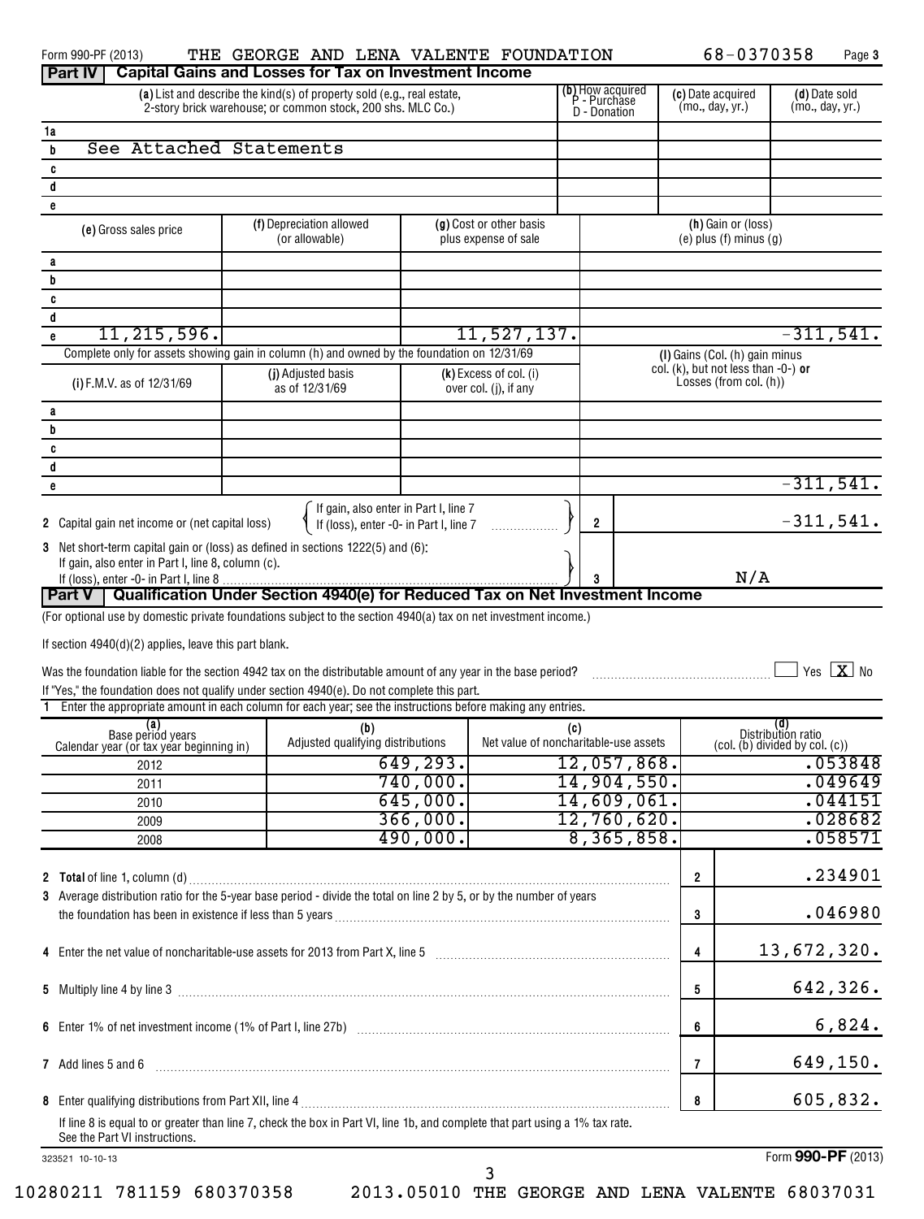Form 990-PF (2013) THE GEORGE AND LENA VALENTE FOUNDATION 68-0370358 Page 3

## Part IV Capital Gains and Losses for Tax on Investment Income

| | (a) List and describe the kind(s) of property sold (e.g., real estate, 2-story brick warehouse; or common stock, 200 shs. MLC Co.) | (b) How acquired P - Purchase D - Donation | (c) Date acquired (mo., day, yr.) | (d) Date sold (mo., day, yr.) |
|---|---|---|---|---|
| 1a | | | | |
| b | See Attached Statements | | | |
| c | | | | |
| d | | | | |
| e | | | | |

| | (e) Gross sales price | (f) Depreciation allowed (or allowable) | (g) Cost or other basis plus expense of sale | (h) Gain or (loss) (e) plus (f) minus (g) |
|---|---|---|---|---|
| a | | | | |
| b | | | | |
| c | | | | |
| d | | | | |
| e | 11,215,596. | | 11,527,137. | -311,541. |

Complete only for assets showing gain in column (h) and owned by the foundation on 12/31/69

| | (i) F.M.V. as of 12/31/69 | (j) Adjusted basis as of 12/31/69 | (k) Excess of col. (i) over col. (j), if any | (l) Gains (Col. (h) gain minus col. (k), but not less than -0-) or Losses (from col. (h)) |
|---|---|---|---|---|
| a | | | | |
| b | | | | |
| c | | | | |
| d | | | | |
| e | | | | -311,541. |

2 Capital gain net income or (net capital loss) { If gain, also enter in Part I, line 7; If (loss), enter -0- in Part I, line 7 } ..... 2 -311,541.

3 Net short-term capital gain or (loss) as defined in sections 1222(5) and (6): If gain, also enter in Part I, line 8, column (c). If (loss), enter -0- in Part I, line 8 ..... 3 N/A

## Part V Qualification Under Section 4940(e) for Reduced Tax on Net Investment Income

(For optional use by domestic private foundations subject to the section 4940(a) tax on net investment income.)

If section 4940(d)(2) applies, leave this part blank.

Was the foundation liable for the section 4942 tax on the distributable amount of any year in the base period? ☐ Yes ☒ No

If "Yes," the foundation does not qualify under section 4940(e). Do not complete this part.

1 Enter the appropriate amount in each column for each year; see the instructions before making any entries.

| (a) Base period years Calendar year (or tax year beginning in) | (b) Adjusted qualifying distributions | (c) Net value of noncharitable-use assets | (d) Distribution ratio (col. (b) divided by col. (c)) |
|---|---|---|---|
| 2012 | 649,293. | 12,057,868. | .053848 |
| 2011 | 740,000. | 14,904,550. | .049649 |
| 2010 | 645,000. | 14,609,061. | .044151 |
| 2009 | 366,000. | 12,760,620. | .028682 |
| 2008 | 490,000. | 8,365,858. | .058571 |

| | | | |
|---|---|---|---|
| 2 | Total of line 1, column (d) | 2 | .234901 |
| 3 | Average distribution ratio for the 5-year base period - divide the total on line 2 by 5, or by the number of years the foundation has been in existence if less than 5 years | 3 | .046980 |
| 4 | Enter the net value of noncharitable-use assets for 2013 from Part X, line 5 | 4 | 13,672,320. |
| 5 | Multiply line 4 by line 3 | 5 | 642,326. |
| 6 | Enter 1% of net investment income (1% of Part I, line 27b) | 6 | 6,824. |
| 7 | Add lines 5 and 6 | 7 | 649,150. |
| 8 | Enter qualifying distributions from Part XII, line 4 | 8 | 605,832. |

If line 8 is equal to or greater than line 7, check the box in Part VI, line 1b, and complete that part using a 1% tax rate. See the Part VI instructions.

323521 10-10-13 Form 990-PF (2013)

10280211 781159 680370358 2013.05010 THE GEORGE AND LENA VALENTE 68037031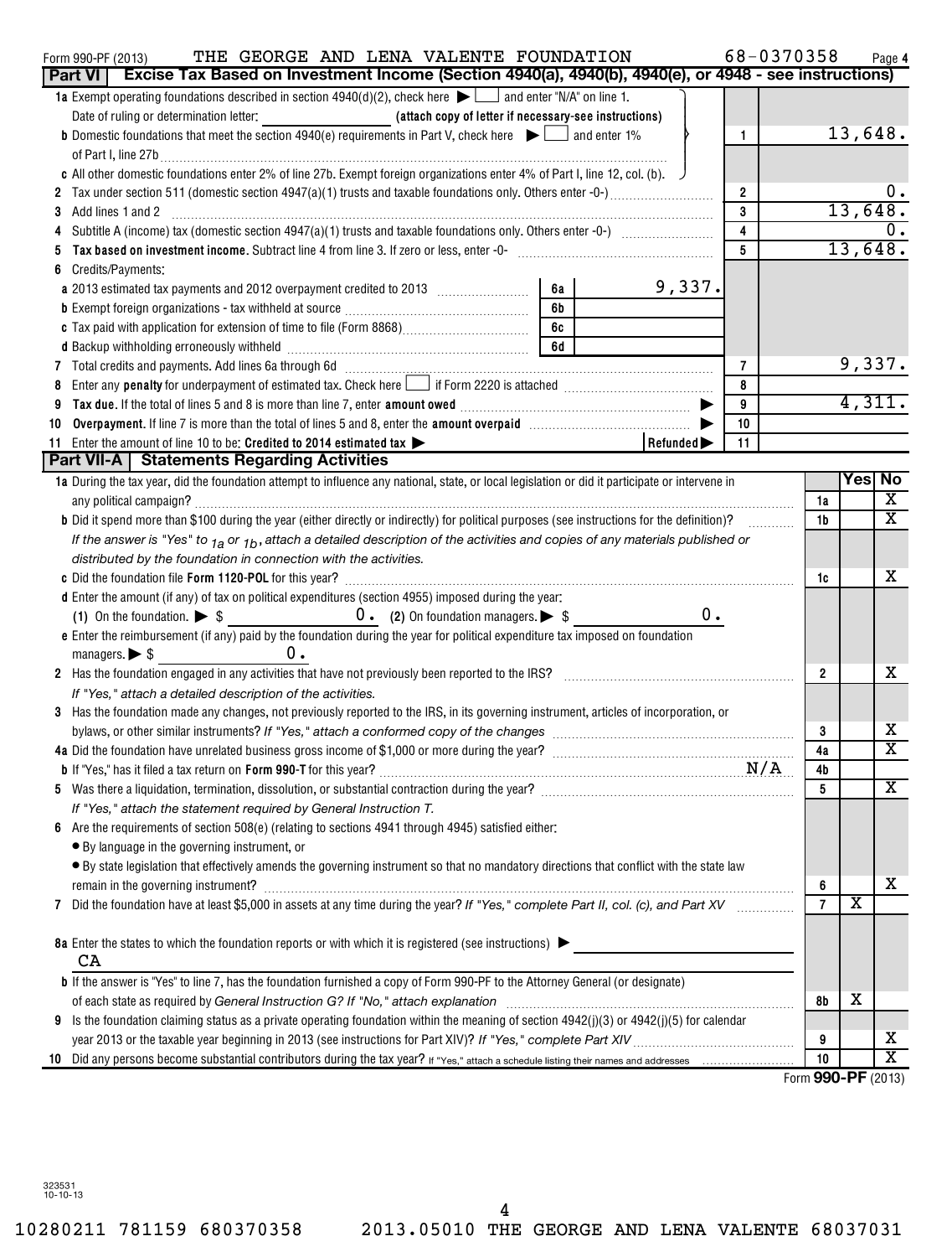Form 990-PF (2013) THE GEORGE AND LENA VALENTE FOUNDATION 68-0370358 Page 4

## Part VI Excise Tax Based on Investment Income (Section 4940(a), 4940(b), 4940(e), or 4948 - see instructions)

| | | | | |
|---|---|---|---|---|
| **1a** Exempt operating foundations described in section 4940(d)(2), check here ▶ ☐ and enter "N/A" on line 1. Date of ruling or determination letter: ________ (attach copy of letter if necessary-see instructions) | | | | |
| **b** Domestic foundations that meet the section 4940(e) requirements in Part V, check here ▶ ☐ and enter 1% of Part I, line 27b | | | 1 | 13,648. |
| **c** All other domestic foundations enter 2% of line 27b. Exempt foreign organizations enter 4% of Part I, line 12, col. (b). | | | | |
| **2** Tax under section 511 (domestic section 4947(a)(1) trusts and taxable foundations only. Others enter -0-) | | | 2 | 0. |
| **3** Add lines 1 and 2 | | | 3 | 13,648. |
| **4** Subtitle A (income) tax (domestic section 4947(a)(1) trusts and taxable foundations only. Others enter -0-) | | | 4 | 0. |
| **5** **Tax based on investment income.** Subtract line 4 from line 3. If zero or less, enter -0- | | | 5 | 13,648. |
| **6** Credits/Payments: | | | | |
| **a** 2013 estimated tax payments and 2012 overpayment credited to 2013 | 6a | 9,337. | | |
| **b** Exempt foreign organizations - tax withheld at source | 6b | | | |
| **c** Tax paid with application for extension of time to file (Form 8868) | 6c | | | |
| **d** Backup withholding erroneously withheld | 6d | | | |
| **7** Total credits and payments. Add lines 6a through 6d | | | 7 | 9,337. |
| **8** Enter any **penalty** for underpayment of estimated tax. Check here ☐ if Form 2220 is attached | | | 8 | |
| **9** **Tax due.** If the total of lines 5 and 8 is more than line 7, enter **amount owed** ▶ | | | 9 | 4,311. |
| **10** **Overpayment.** If line 7 is more than the total of lines 5 and 8, enter the **amount overpaid** ▶ | | | 10 | |
| **11** Enter the amount of line 10 to be: **Credited to 2014 estimated tax** ▶ | | **Refunded** ▶ | 11 | |

## Part VII-A Statements Regarding Activities

| | | Yes | No |
|---|---|---|---|
| **1a** During the tax year, did the foundation attempt to influence any national, state, or local legislation or did it participate or intervene in any political campaign? | 1a | | X |
| **b** Did it spend more than $100 during the year (either directly or indirectly) for political purposes (see instructions for the definition)? | 1b | | X |
| *If the answer is "Yes" to 1a or 1b, attach a detailed description of the activities and copies of any materials published or distributed by the foundation in connection with the activities.* | | | |
| **c** Did the foundation file **Form 1120-POL** for this year? | 1c | | X |
| **d** Enter the amount (if any) of tax on political expenditures (section 4955) imposed during the year: (1) On the foundation. ▶ $ 0. (2) On foundation managers. ▶ $ 0. | | | |
| **e** Enter the reimbursement (if any) paid by the foundation during the year for political expenditure tax imposed on foundation managers. ▶ $ 0. | | | |
| **2** Has the foundation engaged in any activities that have not previously been reported to the IRS? *If "Yes," attach a detailed description of the activities.* | 2 | | X |
| **3** Has the foundation made any changes, not previously reported to the IRS, in its governing instrument, articles of incorporation, or bylaws, or other similar instruments? *If "Yes," attach a conformed copy of the changes* | 3 | | X |
| **4a** Did the foundation have unrelated business gross income of $1,000 or more during the year? | 4a | | X |
| **b** If "Yes," has it filed a tax return on **Form 990-T** for this year? N/A | 4b | | |
| **5** Was there a liquidation, termination, dissolution, or substantial contraction during the year? *If "Yes," attach the statement required by General Instruction T.* | 5 | | X |
| **6** Are the requirements of section 508(e) (relating to sections 4941 through 4945) satisfied either: • By language in the governing instrument, or • By state legislation that effectively amends the governing instrument so that no mandatory directions that conflict with the state law remain in the governing instrument? | 6 | | X |
| **7** Did the foundation have at least $5,000 in assets at any time during the year? *If "Yes," complete Part II, col. (c), and Part XV* | 7 | X | |
| **8a** Enter the states to which the foundation reports or with which it is registered (see instructions) ▶ CA | | | |
| **b** If the answer is "Yes" to line 7, has the foundation furnished a copy of Form 990-PF to the Attorney General (or designate) of each state as required by *General Instruction G? If "No," attach explanation* | 8b | X | |
| **9** Is the foundation claiming status as a private operating foundation within the meaning of section 4942(j)(3) or 4942(j)(5) for calendar year 2013 or the taxable year beginning in 2013 (see instructions for Part XIV)? *If "Yes," complete Part XIV* | 9 | | X |
| **10** Did any persons become substantial contributors during the tax year? If "Yes," attach a schedule listing their names and addresses | 10 | | X |

Form **990-PF** (2013)

323531 10-10-13

10280211 781159 680370358 2013.05010 THE GEORGE AND LENA VALENTE 68037031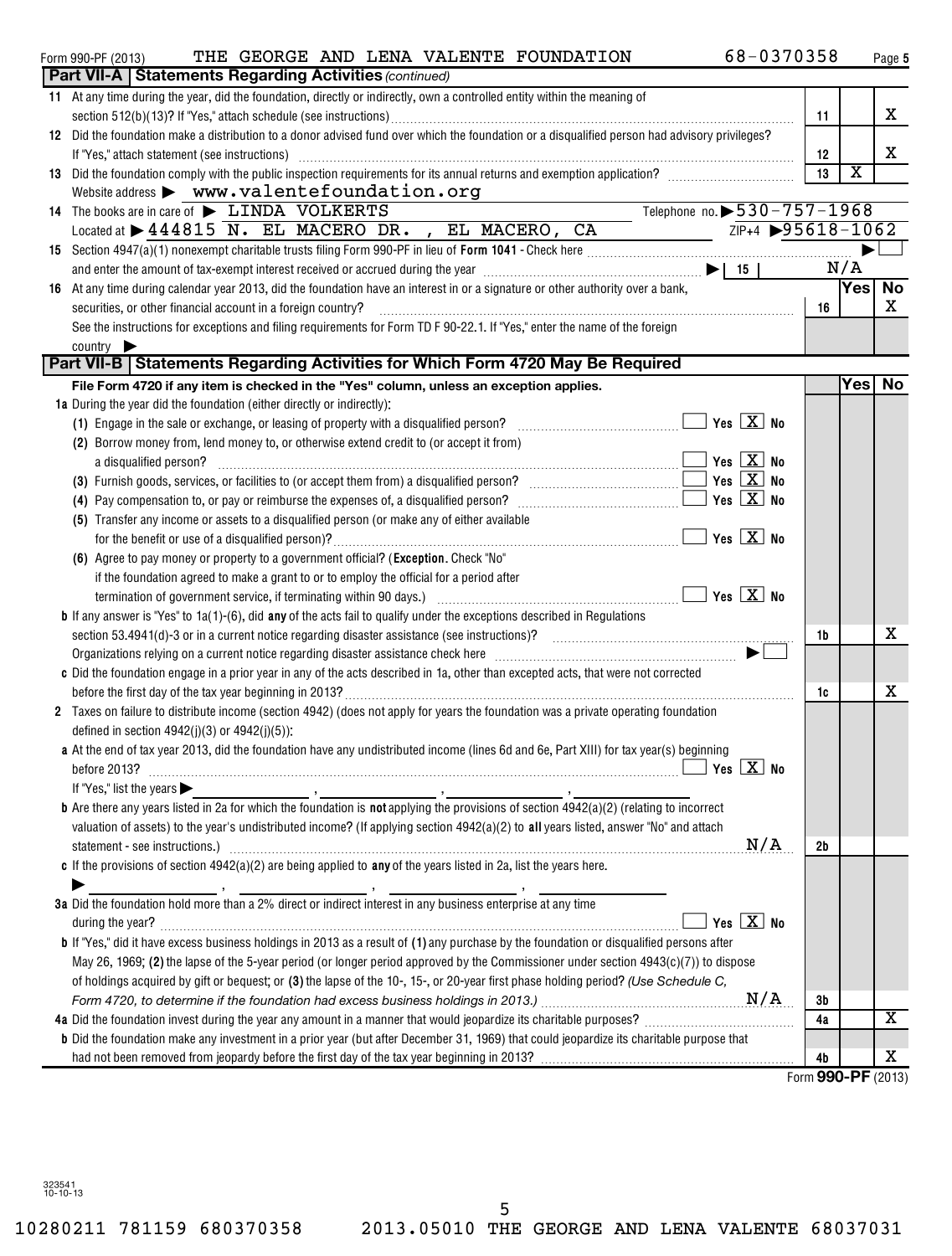Form 990-PF (2013) THE GEORGE AND LENA VALENTE FOUNDATION 68-0370358

## Part VII-A Statements Regarding Activities *(continued)*

| | | Yes | No |
|---|---|---|---|
| **11** At any time during the year, did the foundation, directly or indirectly, own a controlled entity within the meaning of section 512(b)(13)? If "Yes," attach schedule (see instructions) | 11 | | X |
| **12** Did the foundation make a distribution to a donor advised fund over which the foundation or a disqualified person had advisory privileges? If "Yes," attach statement (see instructions) | 12 | | X |
| **13** Did the foundation comply with the public inspection requirements for its annual returns and exemption application? | 13 | X | |

Website address ▶ www.valentefoundation.org

**14** The books are in care of ▶ LINDA VOLKERTS  Telephone no. ▶ 530-757-1968

Located at ▶ 444815 N. EL MACERO DR. , EL MACERO, CA  ZIP+4 ▶ 95618-1062

**15** Section 4947(a)(1) nonexempt charitable trusts filing Form 990-PF in lieu of **Form 1041** - Check here ▶ ☐

and enter the amount of tax-exempt interest received or accrued during the year ▶ | 15 | N/A

| | | Yes | No |
|---|---|---|---|
| **16** At any time during calendar year 2013, did the foundation have an interest in or a signature or other authority over a bank, securities, or other financial account in a foreign country? | 16 | | X |

See the instructions for exceptions and filing requirements for Form TD F 90-22.1. If "Yes," enter the name of the foreign country ▶

## Part VII-B Statements Regarding Activities for Which Form 4720 May Be Required

**File Form 4720 if any item is checked in the "Yes" column, unless an exception applies.**

| | | Yes | No |
|---|---|---|---|
| **1a** During the year did the foundation (either directly or indirectly): | | | |
| (1) Engage in the sale or exchange, or leasing of property with a disqualified person? ☐ Yes ☒ No | | | |
| (2) Borrow money from, lend money to, or otherwise extend credit to (or accept it from) a disqualified person? ☐ Yes ☒ No | | | |
| (3) Furnish goods, services, or facilities to (or accept them from) a disqualified person? ☐ Yes ☒ No | | | |
| (4) Pay compensation to, or pay or reimburse the expenses of, a disqualified person? ☐ Yes ☒ No | | | |
| (5) Transfer any income or assets to a disqualified person (or make any of either available for the benefit or use of a disqualified person)? ☐ Yes ☒ No | | | |
| (6) Agree to pay money or property to a government official? (**Exception**. Check "No" if the foundation agreed to make a grant to or to employ the official for a period after termination of government service, if terminating within 90 days.) ☐ Yes ☒ No | | | |
| **b** If any answer is "Yes" to 1a(1)-(6), did **any** of the acts fail to qualify under the exceptions described in Regulations section 53.4941(d)-3 or in a current notice regarding disaster assistance (see instructions)? | 1b | | X |
| Organizations relying on a current notice regarding disaster assistance check here ▶ ☐ | | | |
| **c** Did the foundation engage in a prior year in any of the acts described in 1a, other than excepted acts, that were not corrected before the first day of the tax year beginning in 2013? | 1c | | X |
| **2** Taxes on failure to distribute income (section 4942) (does not apply for years the foundation was a private operating foundation defined in section 4942(j)(3) or 4942(j)(5)): | | | |
| **a** At the end of tax year 2013, did the foundation have any undistributed income (lines 6d and 6e, Part XIII) for tax year(s) beginning before 2013? ☐ Yes ☒ No<br>If "Yes," list the years ▶ ______ , ______ , ______ , ______ | | | |
| **b** Are there any years listed in 2a for which the foundation is **not** applying the provisions of section 4942(a)(2) (relating to incorrect valuation of assets) to the year's undistributed income? (If applying section 4942(a)(2) to **all** years listed, answer "No" and attach statement - see instructions.) N/A | 2b | | |
| **c** If the provisions of section 4942(a)(2) are being applied to **any** of the years listed in 2a, list the years here.<br>▶ ______ , ______ , ______ , ______ | | | |
| **3a** Did the foundation hold more than a 2% direct or indirect interest in any business enterprise at any time during the year? ☐ Yes ☒ No | | | |
| **b** If "Yes," did it have excess business holdings in 2013 as a result of **(1)** any purchase by the foundation or disqualified persons after May 26, 1969; **(2)** the lapse of the 5-year period (or longer period approved by the Commissioner under section 4943(c)(7)) to dispose of holdings acquired by gift or bequest; or **(3)** the lapse of the 10-, 15-, or 20-year first phase holding period? *(Use Schedule C, Form 4720, to determine if the foundation had excess business holdings in 2013.)* N/A | 3b | | |
| **4a** Did the foundation invest during the year any amount in a manner that would jeopardize its charitable purposes? | 4a | | X |
| **b** Did the foundation make any investment in a prior year (but after December 31, 1969) that could jeopardize its charitable purpose that had not been removed from jeopardy before the first day of the tax year beginning in 2013? | 4b | | X |

Form **990-PF** (2013)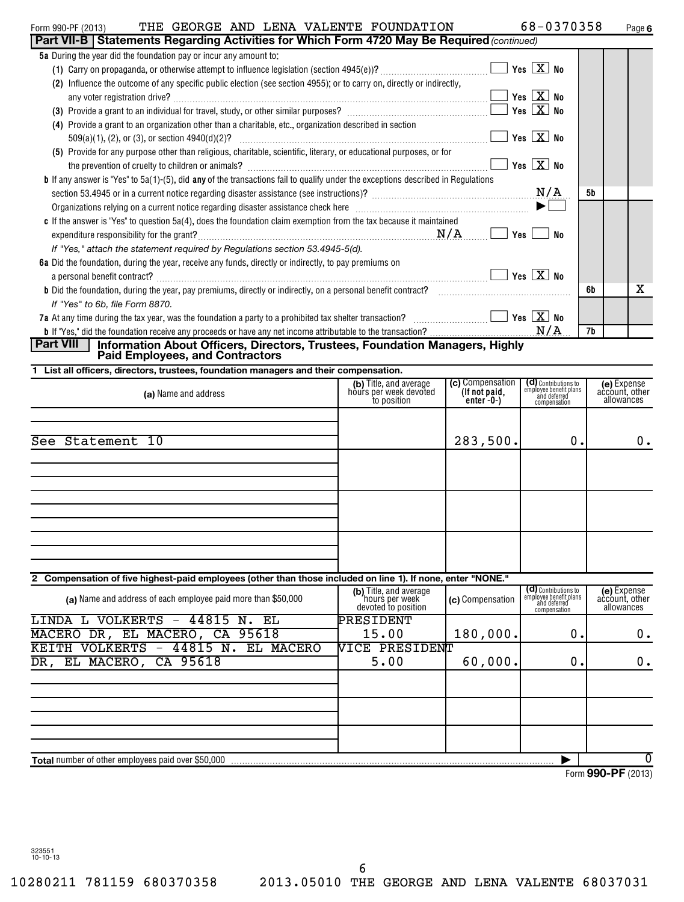Form 990-PF (2013) THE GEORGE AND LENA VALENTE FOUNDATION 68-0370358

## Part VII-B Statements Regarding Activities for Which Form 4720 May Be Required *(continued)*

**5a** During the year did the foundation pay or incur any amount to:

(1) Carry on propaganda, or otherwise attempt to influence legislation (section 4945(e))? ☐ Yes ☒ No

(2) Influence the outcome of any specific public election (see section 4955); or to carry on, directly or indirectly, any voter registration drive? ☐ Yes ☒ No

(3) Provide a grant to an individual for travel, study, or other similar purposes? ☐ Yes ☒ No

(4) Provide a grant to an organization other than a charitable, etc., organization described in section 509(a)(1), (2), or (3), or section 4940(d)(2)? ☐ Yes ☒ No

(5) Provide for any purpose other than religious, charitable, scientific, literary, or educational purposes, or for the prevention of cruelty to children or animals? ☐ Yes ☒ No

**b** If any answer is "Yes" to 5a(1)-(5), did **any** of the transactions fail to qualify under the exceptions described in Regulations section 53.4945 or in a current notice regarding disaster assistance (see instructions)? N/A **5b**

Organizations relying on a current notice regarding disaster assistance check here ▶ ☐

**c** If the answer is "Yes" to question 5a(4), does the foundation claim exemption from the tax because it maintained expenditure responsibility for the grant? N/A ☐ Yes ☐ No

*If "Yes," attach the statement required by Regulations section 53.4945-5(d).*

**6a** Did the foundation, during the year, receive any funds, directly or indirectly, to pay premiums on a personal benefit contract? ☐ Yes ☒ No

**b** Did the foundation, during the year, pay premiums, directly or indirectly, on a personal benefit contract? **6b** No: X

*If "Yes" to 6b, file Form 8870.*

**7a** At any time during the tax year, was the foundation a party to a prohibited tax shelter transaction? ☐ Yes ☒ No

**b** If "Yes," did the foundation receive any proceeds or have any net income attributable to the transaction? N/A **7b**

## Part VIII Information About Officers, Directors, Trustees, Foundation Managers, Highly Paid Employees, and Contractors

**1 List all officers, directors, trustees, foundation managers and their compensation.**

| (a) Name and address | (b) Title, and average hours per week devoted to position | (c) Compensation (If not paid, enter -0-) | (d) Contributions to employee benefit plans and deferred compensation | (e) Expense account, other allowances |
|---|---|---|---|---|
| See Statement 10 | | 283,500. | 0. | 0. |

**2 Compensation of five highest-paid employees (other than those included on line 1). If none, enter "NONE."**

| (a) Name and address of each employee paid more than $50,000 | (b) Title, and average hours per week devoted to position | (c) Compensation | (d) Contributions to employee benefit plans and deferred compensation | (e) Expense account, other allowances |
|---|---|---|---|---|
| LINDA L VOLKERTS - 44815 N. EL MACERO DR, EL MACERO, CA 95618 | PRESIDENT 15.00 | 180,000. | 0. | 0. |
| KEITH VOLKERTS - 44815 N. EL MACERO DR, EL MACERO, CA 95618 | VICE PRESIDENT 5.00 | 60,000. | 0. | 0. |

**Total** number of other employees paid over $50,000 ▶ 0

Form **990-PF** (2013)

323551 10-10-13

10280211 781159 680370358 2013.05010 THE GEORGE AND LENA VALENTE 68037031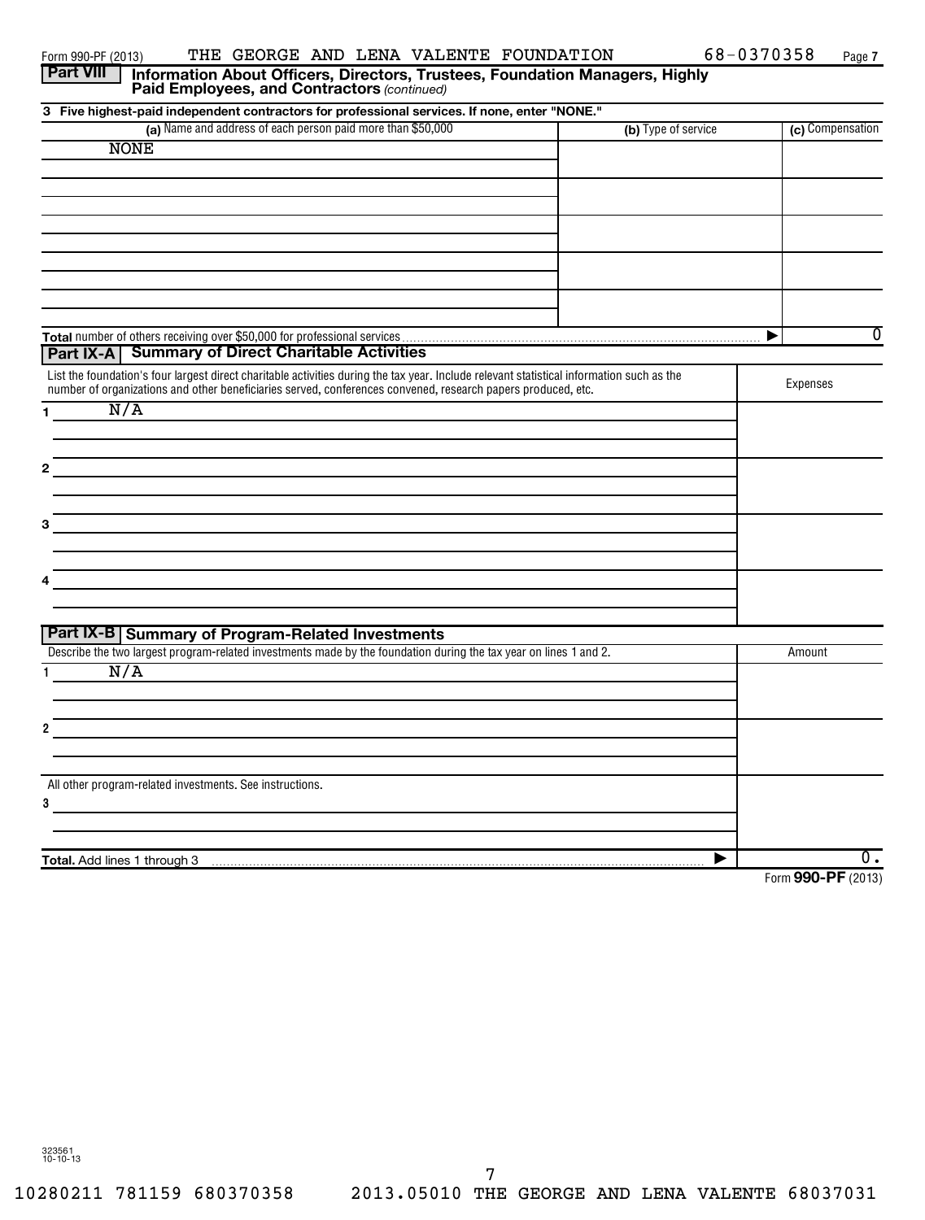Form 990-PF (2013) THE GEORGE AND LENA VALENTE FOUNDATION 68-0370358

## Part VIII Information About Officers, Directors, Trustees, Foundation Managers, Highly Paid Employees, and Contractors *(continued)*

**3 Five highest-paid independent contractors for professional services. If none, enter "NONE."**

| (a) Name and address of each person paid more than $50,000 | (b) Type of service | (c) Compensation |
|---|---|---|
| NONE | | |
| | | |
| | | |
| | | |
| | | |

**Total** number of others receiving over $50,000 for professional services ▶ 0

## Part IX-A Summary of Direct Charitable Activities

| List the foundation's four largest direct charitable activities during the tax year. Include relevant statistical information such as the number of organizations and other beneficiaries served, conferences convened, research papers produced, etc. | Expenses |
|---|---|
| 1 N/A | |
| 2 | |
| 3 | |
| 4 | |

## Part IX-B Summary of Program-Related Investments

| Describe the two largest program-related investments made by the foundation during the tax year on lines 1 and 2. | Amount |
|---|---|
| 1 N/A | |
| 2 | |
| All other program-related investments. See instructions. | |
| 3 | |
| **Total.** Add lines 1 through 3 ▶ | 0. |

Form **990-PF** (2013)

323561 10-10-13

10280211 781159 680370358 2013.05010 THE GEORGE AND LENA VALENTE 68037031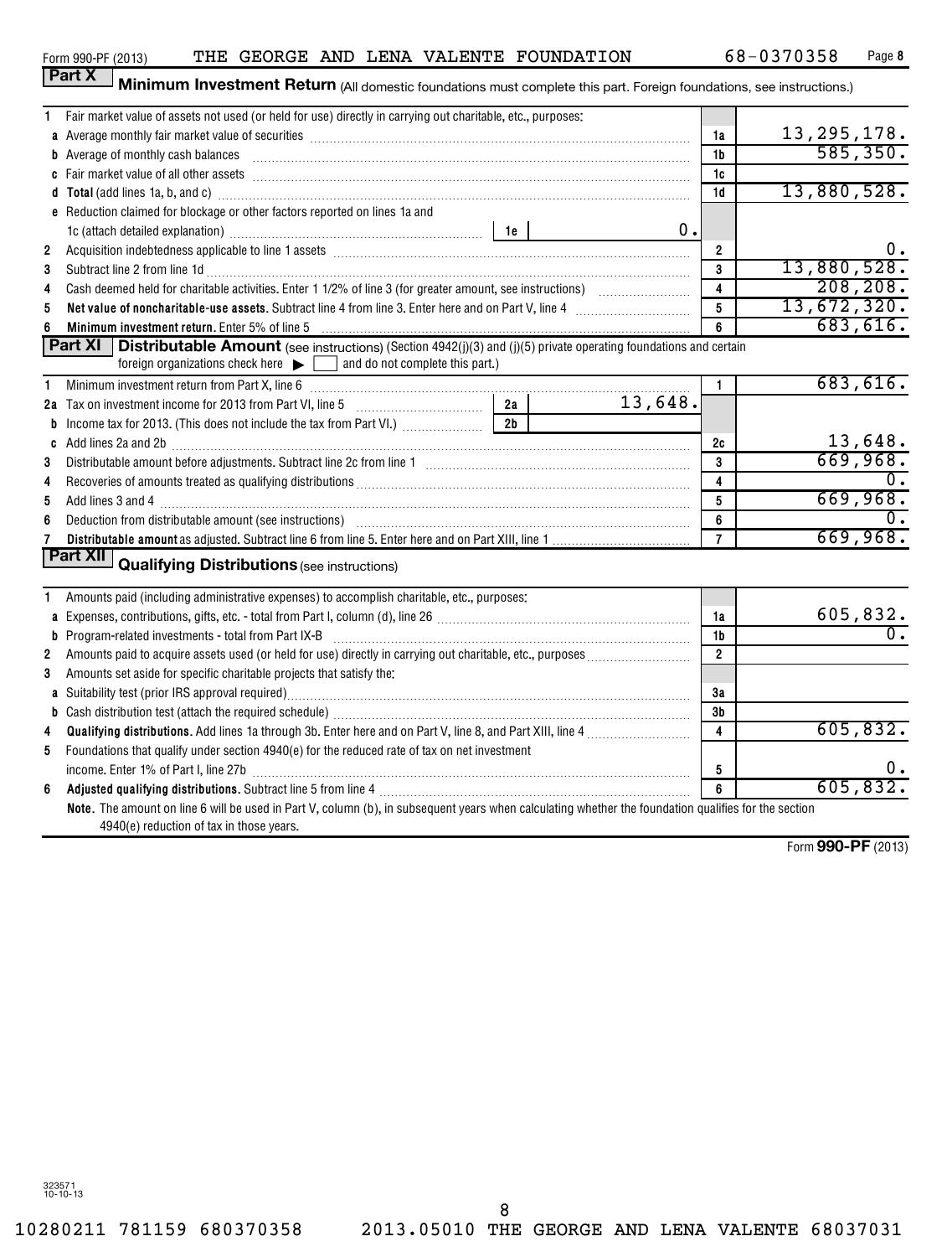Form 990-PF (2013) THE GEORGE AND LENA VALENTE FOUNDATION 68-0370358

## Part X Minimum Investment Return (All domestic foundations must complete this part. Foreign foundations, see instructions.)

| | | | |
|---|---|---|---|
| 1 | Fair market value of assets not used (or held for use) directly in carrying out charitable, etc., purposes: | | |
| a | Average monthly fair market value of securities | 1a | 13,295,178. |
| b | Average of monthly cash balances | 1b | 585,350. |
| c | Fair market value of all other assets | 1c | |
| d | Total (add lines 1a, b, and c) | 1d | 13,880,528. |
| e | Reduction claimed for blockage or other factors reported on lines 1a and 1c (attach detailed explanation) — 1e: 0. | | |
| 2 | Acquisition indebtedness applicable to line 1 assets | 2 | 0. |
| 3 | Subtract line 2 from line 1d | 3 | 13,880,528. |
| 4 | Cash deemed held for charitable activities. Enter 1 1/2% of line 3 (for greater amount, see instructions) | 4 | 208,208. |
| 5 | **Net value of noncharitable-use assets.** Subtract line 4 from line 3. Enter here and on Part V, line 4 | 5 | 13,672,320. |
| 6 | **Minimum investment return.** Enter 5% of line 5 | 6 | 683,616. |

## Part XI Distributable Amount (see instructions) (Section 4942(j)(3) and (j)(5) private operating foundations and certain foreign organizations check here ▶ [ ] and do not complete this part.)

| | | | |
|---|---|---|---|
| 1 | Minimum investment return from Part X, line 6 | 1 | 683,616. |
| 2a | Tax on investment income for 2013 from Part VI, line 5 — 2a: 13,648. | | |
| b | Income tax for 2013. (This does not include the tax from Part VI.) — 2b: | | |
| c | Add lines 2a and 2b | 2c | 13,648. |
| 3 | Distributable amount before adjustments. Subtract line 2c from line 1 | 3 | 669,968. |
| 4 | Recoveries of amounts treated as qualifying distributions | 4 | 0. |
| 5 | Add lines 3 and 4 | 5 | 669,968. |
| 6 | Deduction from distributable amount (see instructions) | 6 | 0. |
| 7 | **Distributable amount** as adjusted. Subtract line 6 from line 5. Enter here and on Part XIII, line 1 | 7 | 669,968. |

## Part XII Qualifying Distributions (see instructions)

| | | | |
|---|---|---|---|
| 1 | Amounts paid (including administrative expenses) to accomplish charitable, etc., purposes: | | |
| a | Expenses, contributions, gifts, etc. - total from Part I, column (d), line 26 | 1a | 605,832. |
| b | Program-related investments - total from Part IX-B | 1b | 0. |
| 2 | Amounts paid to acquire assets used (or held for use) directly in carrying out charitable, etc., purposes | 2 | |
| 3 | Amounts set aside for specific charitable projects that satisfy the: | | |
| a | Suitability test (prior IRS approval required) | 3a | |
| b | Cash distribution test (attach the required schedule) | 3b | |
| 4 | **Qualifying distributions.** Add lines 1a through 3b. Enter here and on Part V, line 8, and Part XIII, line 4 | 4 | 605,832. |
| 5 | Foundations that qualify under section 4940(e) for the reduced rate of tax on net investment income. Enter 1% of Part I, line 27b | 5 | 0. |
| 6 | **Adjusted qualifying distributions.** Subtract line 5 from line 4 | 6 | 605,832. |

**Note.** The amount on line 6 will be used in Part V, column (b), in subsequent years when calculating whether the foundation qualifies for the section 4940(e) reduction of tax in those years.

Form **990-PF** (2013)

323571 10-10-13

10280211 781159 680370358 2013.05010 THE GEORGE AND LENA VALENTE 68037031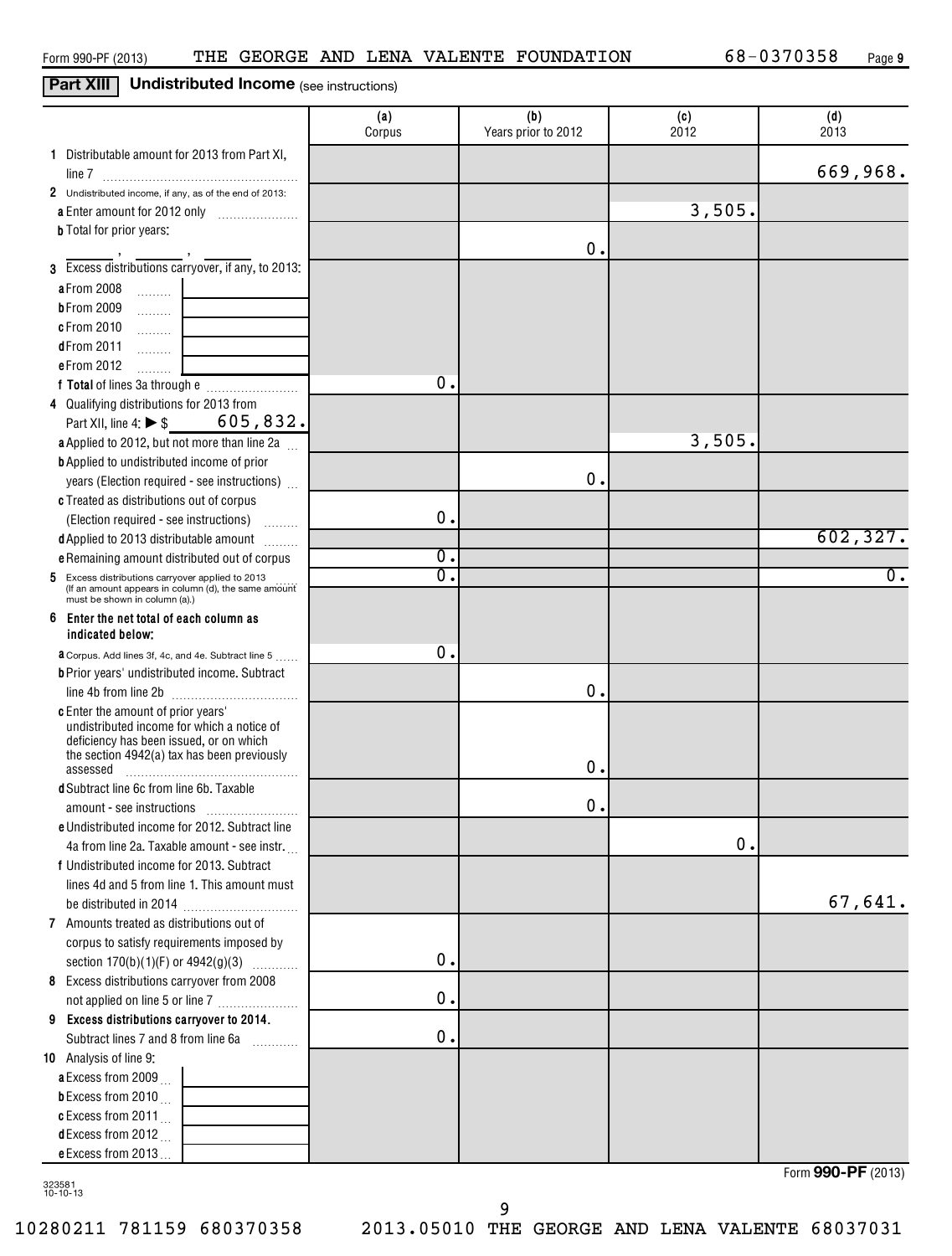Form 990-PF (2013) THE GEORGE AND LENA VALENTE FOUNDATION 68-0370358 Page 9

## Part XIII Undistributed Income (see instructions)

| | (a) Corpus | (b) Years prior to 2012 | (c) 2012 | (d) 2013 |
|---|---|---|---|---|
| 1 Distributable amount for 2013 from Part XI, line 7 | | | | 669,968. |
| 2 Undistributed income, if any, as of the end of 2013: | | | | |
| a Enter amount for 2012 only | | | 3,505. | |
| b Total for prior years: ___ , ___ , ___ | | 0. | | |
| 3 Excess distributions carryover, if any, to 2013: | | | | |
| a From 2008 | | | | |
| b From 2009 | | | | |
| c From 2010 | | | | |
| d From 2011 | | | | |
| e From 2012 | | | | |
| f Total of lines 3a through e | 0. | | | |
| 4 Qualifying distributions for 2013 from Part XII, line 4: ▶ $ 605,832. | | | | |
| a Applied to 2012, but not more than line 2a | | | 3,505. | |
| b Applied to undistributed income of prior years (Election required - see instructions) | | 0. | | |
| c Treated as distributions out of corpus (Election required - see instructions) | 0. | | | |
| d Applied to 2013 distributable amount | | | | 602,327. |
| e Remaining amount distributed out of corpus | 0. | | | |
| 5 Excess distributions carryover applied to 2013 (If an amount appears in column (d), the same amount must be shown in column (a).) | 0. | | | 0. |
| 6 Enter the net total of each column as indicated below: | | | | |
| a Corpus. Add lines 3f, 4c, and 4e. Subtract line 5 | 0. | | | |
| b Prior years' undistributed income. Subtract line 4b from line 2b | | 0. | | |
| c Enter the amount of prior years' undistributed income for which a notice of deficiency has been issued, or on which the section 4942(a) tax has been previously assessed | | 0. | | |
| d Subtract line 6c from line 6b. Taxable amount - see instructions | | 0. | | |
| e Undistributed income for 2012. Subtract line 4a from line 2a. Taxable amount - see instr. | | | 0. | |
| f Undistributed income for 2013. Subtract lines 4d and 5 from line 1. This amount must be distributed in 2014 | | | | 67,641. |
| 7 Amounts treated as distributions out of corpus to satisfy requirements imposed by section 170(b)(1)(F) or 4942(g)(3) | 0. | | | |
| 8 Excess distributions carryover from 2008 not applied on line 5 or line 7 | 0. | | | |
| 9 Excess distributions carryover to 2014. Subtract lines 7 and 8 from line 6a | 0. | | | |
| 10 Analysis of line 9: | | | | |
| a Excess from 2009 | | | | |
| b Excess from 2010 | | | | |
| c Excess from 2011 | | | | |
| d Excess from 2012 | | | | |
| e Excess from 2013 | | | | |

Form **990-PF** (2013)

323581 10-10-13

10280211 781159 680370358 2013.05010 THE GEORGE AND LENA VALENTE 68037031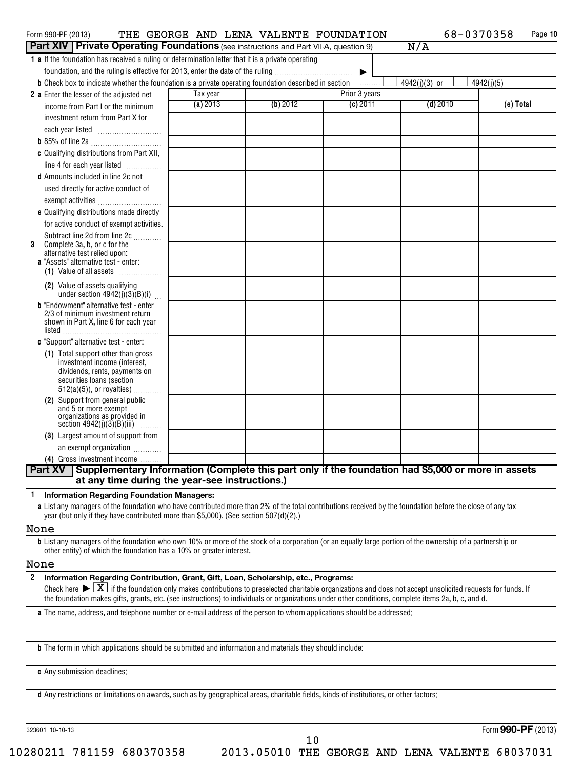Form 990-PF (2013) THE GEORGE AND LENA VALENTE FOUNDATION 68-0370358 Page 10

## Part XIV Private Operating Foundations (see instructions and Part VII-A, question 9) N/A

**1 a** If the foundation has received a ruling or determination letter that it is a private operating foundation, and the ruling is effective for 2013, enter the date of the ruling ▶

**b** Check box to indicate whether the foundation is a private operating foundation described in section ☐ 4942(j)(3) or ☐ 4942(j)(5)

| | Tax year | Prior 3 years | | | |
|---|---|---|---|---|---|
| | (a) 2013 | (b) 2012 | (c) 2011 | (d) 2010 | (e) Total |
| **2 a** Enter the lesser of the adjusted net income from Part I or the minimum investment return from Part X for each year listed | | | | | |
| **b** 85% of line 2a | | | | | |
| **c** Qualifying distributions from Part XII, line 4 for each year listed | | | | | |
| **d** Amounts included in line 2c not used directly for active conduct of exempt activities | | | | | |
| **e** Qualifying distributions made directly for active conduct of exempt activities. Subtract line 2d from line 2c | | | | | |
| **3** Complete 3a, b, or c for the alternative test relied upon: **a** "Assets" alternative test - enter: **(1)** Value of all assets | | | | | |
| **(2)** Value of assets qualifying under section 4942(j)(3)(B)(i) | | | | | |
| **b** "Endowment" alternative test - enter 2/3 of minimum investment return shown in Part X, line 6 for each year listed | | | | | |
| **c** "Support" alternative test - enter: **(1)** Total support other than gross investment income (interest, dividends, rents, payments on securities loans (section 512(a)(5)), or royalties) | | | | | |
| **(2)** Support from general public and 5 or more exempt organizations as provided in section 4942(j)(3)(B)(iii) | | | | | |
| **(3)** Largest amount of support from an exempt organization | | | | | |
| **(4)** Gross investment income | | | | | |

## Part XV Supplementary Information (Complete this part only if the foundation had $5,000 or more in assets at any time during the year-see instructions.)

**1 Information Regarding Foundation Managers:**

**a** List any managers of the foundation who have contributed more than 2% of the total contributions received by the foundation before the close of any tax year (but only if they have contributed more than $5,000). (See section 507(d)(2).)

None

**b** List any managers of the foundation who own 10% or more of the stock of a corporation (or an equally large portion of the ownership of a partnership or other entity) of which the foundation has a 10% or greater interest.

None

**2 Information Regarding Contribution, Grant, Gift, Loan, Scholarship, etc., Programs:**

Check here ▶ ☒ if the foundation only makes contributions to preselected charitable organizations and does not accept unsolicited requests for funds. If the foundation makes gifts, grants, etc. (see instructions) to individuals or organizations under other conditions, complete items 2a, b, c, and d.

**a** The name, address, and telephone number or e-mail address of the person to whom applications should be addressed:

**b** The form in which applications should be submitted and information and materials they should include:

**c** Any submission deadlines:

**d** Any restrictions or limitations on awards, such as by geographical areas, charitable fields, kinds of institutions, or other factors:

323601 10-10-13 Form **990-PF** (2013)

10280211 781159 680370358 2013.05010 THE GEORGE AND LENA VALENTE 68037031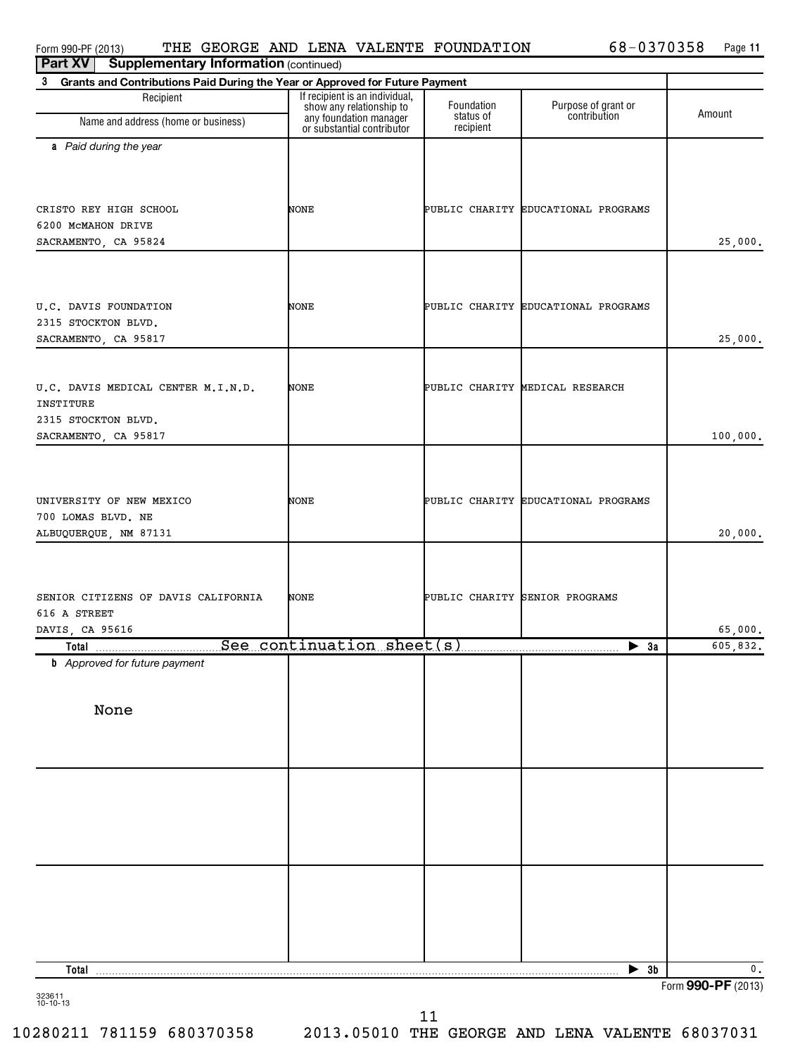Form 990-PF (2013) THE GEORGE AND LENA VALENTE FOUNDATION 68-0370358 Page 11

**Part XV Supplementary Information** (continued)

**3 Grants and Contributions Paid During the Year or Approved for Future Payment**

| Recipient<br>Name and address (home or business) | If recipient is an individual, show any relationship to any foundation manager or substantial contributor | Foundation status of recipient | Purpose of grant or contribution | Amount |
|---|---|---|---|---|
| ***a** Paid during the year* | | | | |
| CRISTO REY HIGH SCHOOL<br>6200 McMAHON DRIVE<br>SACRAMENTO, CA 95824 | NONE | PUBLIC CHARITY | EDUCATIONAL PROGRAMS | 25,000. |
| U.C. DAVIS FOUNDATION<br>2315 STOCKTON BLVD.<br>SACRAMENTO, CA 95817 | NONE | PUBLIC CHARITY | EDUCATIONAL PROGRAMS | 25,000. |
| U.C. DAVIS MEDICAL CENTER M.I.N.D. INSTITUTE<br>2315 STOCKTON BLVD.<br>SACRAMENTO, CA 95817 | NONE | PUBLIC CHARITY | MEDICAL RESEARCH | 100,000. |
| UNIVERSITY OF NEW MEXICO<br>700 LOMAS BLVD. NE<br>ALBUQUERQUE, NM 87131 | NONE | PUBLIC CHARITY | EDUCATIONAL PROGRAMS | 20,000. |
| SENIOR CITIZENS OF DAVIS CALIFORNIA<br>616 A STREET<br>DAVIS, CA 95616 | NONE | PUBLIC CHARITY | SENIOR PROGRAMS | 65,000. |
| **Total** See continuation sheet(s) | | | ▶ **3a** | 605,832. |
| ***b** Approved for future payment* | | | | |
| None | | | | |
| **Total** | | | ▶ **3b** | 0. |

323611
10-10-13

Form **990-PF** (2013)

10280211 781159 680370358 2013.05010 THE GEORGE AND LENA VALENTE 68037031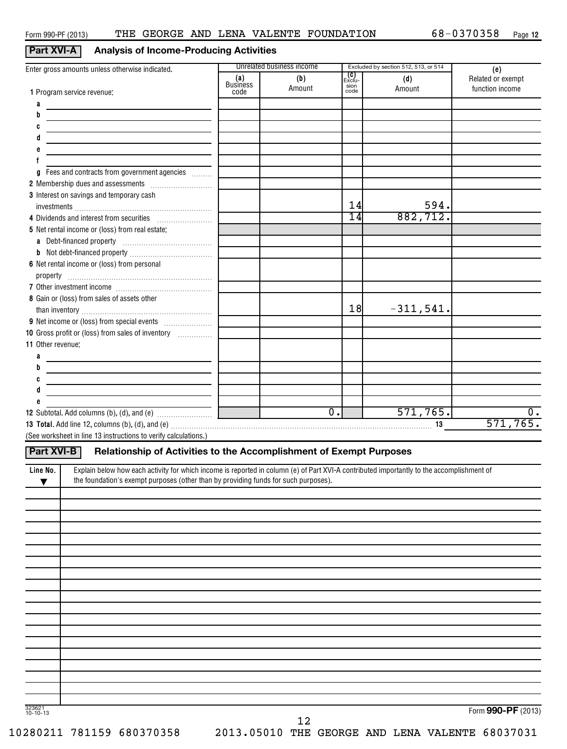Form 990-PF (2013) THE GEORGE AND LENA VALENTE FOUNDATION 68-0370358 Page **12**

## Part XVI-A Analysis of Income-Producing Activities

| Enter gross amounts unless otherwise indicated. | Unrelated business income | | Excluded by section 512, 513, or 514 | | (e) |
|---|---|---|---|---|---|
| | (a) Business code | (b) Amount | (c) Exclusion code | (d) Amount | Related or exempt function income |
| 1 Program service revenue: | | | | | |
| a | | | | | |
| b | | | | | |
| c | | | | | |
| d | | | | | |
| e | | | | | |
| f | | | | | |
| g Fees and contracts from government agencies | | | | | |
| 2 Membership dues and assessments | | | | | |
| 3 Interest on savings and temporary cash investments | | | 14 | 594. | |
| 4 Dividends and interest from securities | | | 14 | 882,712. | |
| 5 Net rental income or (loss) from real estate: | | | | | |
| a Debt-financed property | | | | | |
| b Not debt-financed property | | | | | |
| 6 Net rental income or (loss) from personal property | | | | | |
| 7 Other investment income | | | | | |
| 8 Gain or (loss) from sales of assets other than inventory | | | 18 | -311,541. | |
| 9 Net income or (loss) from special events | | | | | |
| 10 Gross profit or (loss) from sales of inventory | | | | | |
| 11 Other revenue: | | | | | |
| a | | | | | |
| b | | | | | |
| c | | | | | |
| d | | | | | |
| e | | | | | |
| 12 Subtotal. Add columns (b), (d), and (e) | | 0. | | 571,765. | 0. |
| **13 Total.** Add line 12, columns (b), (d), and (e) | | | | 13 | 571,765. |

(See worksheet in line 13 instructions to verify calculations.)

## Part XVI-B Relationship of Activities to the Accomplishment of Exempt Purposes

| Line No. ▼ | Explain below how each activity for which income is reported in column (e) of Part XVI-A contributed importantly to the accomplishment of the foundation's exempt purposes (other than by providing funds for such purposes). |
|---|---|
| | |

323621 10-10-13

Form **990-PF** (2013)

10280211 781159 680370358 2013.05010 THE GEORGE AND LENA VALENTE 68037031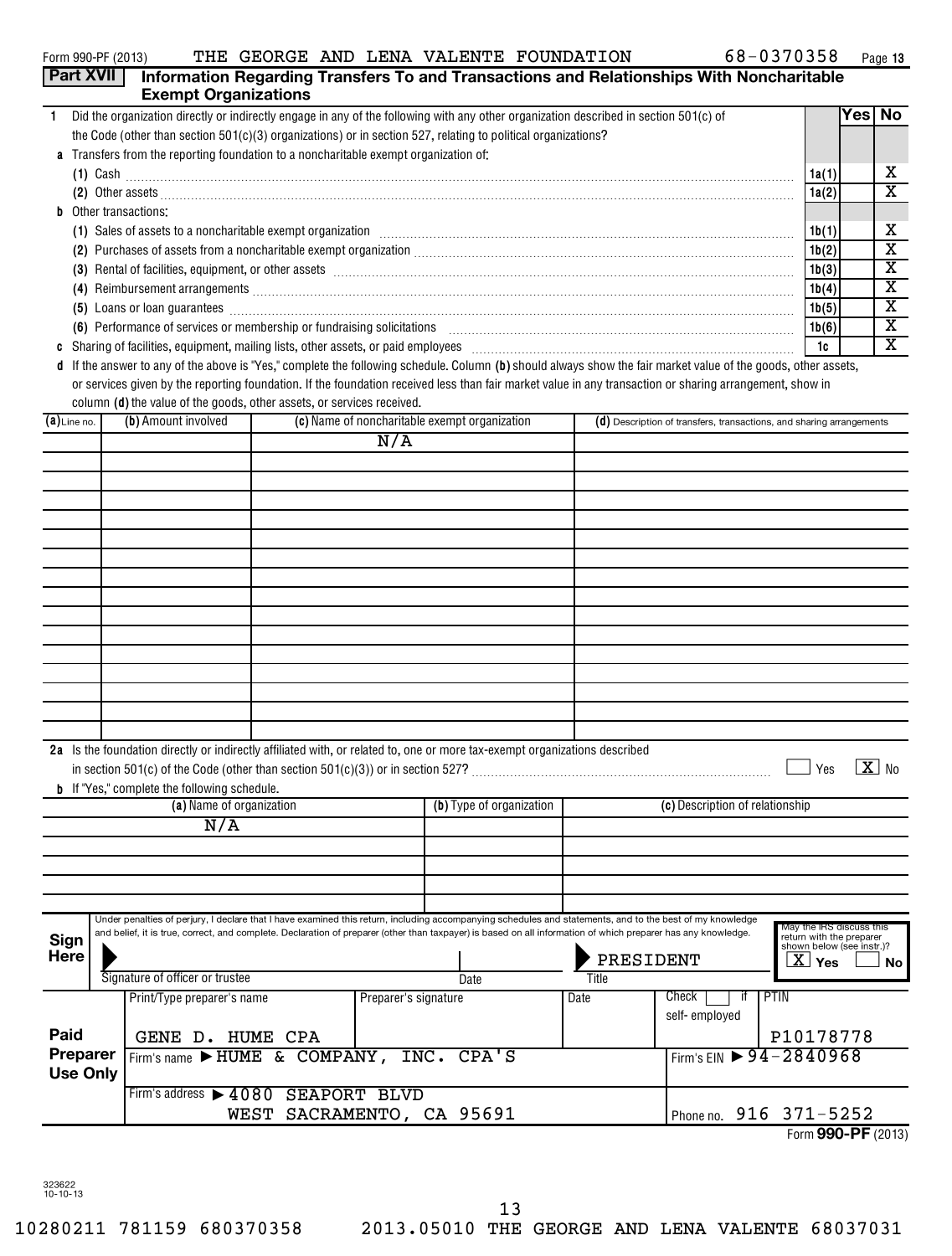Form 990-PF (2013) THE GEORGE AND LENA VALENTE FOUNDATION 68-0370358

## Part XVII Information Regarding Transfers To and Transactions and Relationships With Noncharitable Exempt Organizations

| | | Yes | No |
|---|---|---|---|
| **1** Did the organization directly or indirectly engage in any of the following with any other organization described in section 501(c) of the Code (other than section 501(c)(3) organizations) or in section 527, relating to political organizations? | | | |
| **a** Transfers from the reporting foundation to a noncharitable exempt organization of: | | | |
| (1) Cash | 1a(1) | | X |
| (2) Other assets | 1a(2) | | X |
| **b** Other transactions: | | | |
| (1) Sales of assets to a noncharitable exempt organization | 1b(1) | | X |
| (2) Purchases of assets from a noncharitable exempt organization | 1b(2) | | X |
| (3) Rental of facilities, equipment, or other assets | 1b(3) | | X |
| (4) Reimbursement arrangements | 1b(4) | | X |
| (5) Loans or loan guarantees | 1b(5) | | X |
| (6) Performance of services or membership or fundraising solicitations | 1b(6) | | X |
| **c** Sharing of facilities, equipment, mailing lists, other assets, or paid employees | 1c | | X |

**d** If the answer to any of the above is "Yes," complete the following schedule. Column **(b)** should always show the fair market value of the goods, other assets, or services given by the reporting foundation. If the foundation received less than fair market value in any transaction or sharing arrangement, show in column **(d)** the value of the goods, other assets, or services received.

| (a) Line no. | (b) Amount involved | (c) Name of noncharitable exempt organization | (d) Description of transfers, transactions, and sharing arrangements |
|---|---|---|---|
| | | N/A | |

**2a** Is the foundation directly or indirectly affiliated with, or related to, one or more tax-exempt organizations described in section 501(c) of the Code (other than section 501(c)(3)) or in section 527? ☐ Yes ☒ No

**b** If "Yes," complete the following schedule.

| (a) Name of organization | (b) Type of organization | (c) Description of relationship |
|---|---|---|
| N/A | | |

**Sign Here**

Under penalties of perjury, I declare that I have examined this return, including accompanying schedules and statements, and to the best of my knowledge and belief, it is true, correct, and complete. Declaration of preparer (other than taxpayer) is based on all information of which preparer has any knowledge.

Signature of officer or trustee | Date | Title: PRESIDENT

May the IRS discuss this return with the preparer shown below (see instr.)? ☒ Yes ☐ No

**Paid Preparer Use Only**

| Print/Type preparer's name | Preparer's signature | Date | Check ☐ if self-employed | PTIN |
|---|---|---|---|---|
| GENE D. HUME CPA | | | | P10178778 |

Firm's name ▶ HUME & COMPANY, INC. CPA'S — Firm's EIN ▶ 94-2840968

Firm's address ▶ 4080 SEAPORT BLVD, WEST SACRAMENTO, CA 95691 — Phone no. 916 371-5252

Form **990-PF** (2013)

323622 10-10-13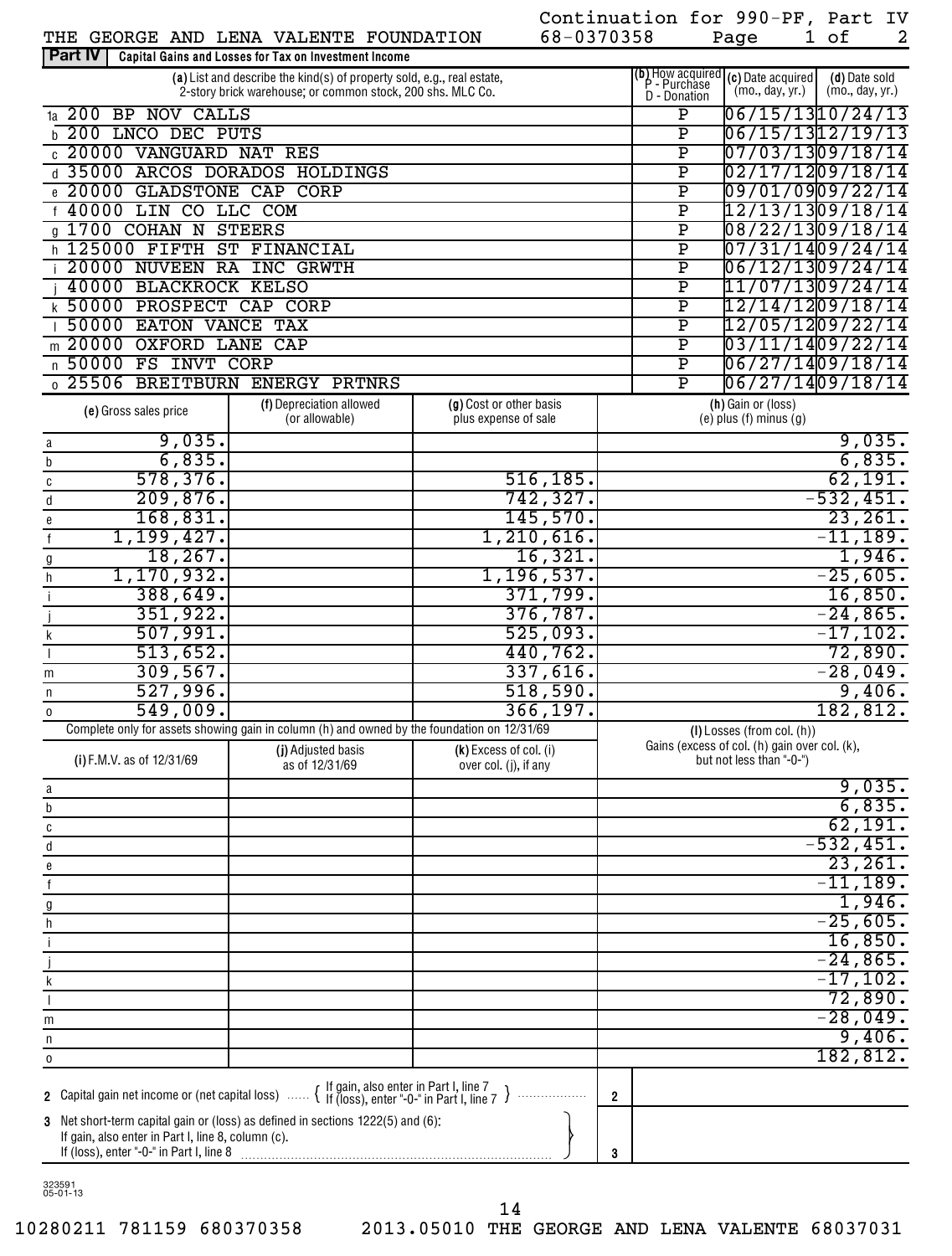Continuation for 990-PF, Part IV

THE GEORGE AND LENA VALENTE FOUNDATION 68-0370358 Page 1 of 2

**Part IV Capital Gains and Losses for Tax on Investment Income**

| | (a) List and describe the kind(s) of property sold, e.g., real estate, 2-story brick warehouse; or common stock, 200 shs. MLC Co. | (b) How acquired P - Purchase D - Donation | (c) Date acquired (mo., day, yr.) | (d) Date sold (mo., day, yr.) |
|---|---|---|---|---|
| 1a | 200 BP NOV CALLS | P | 06/15/13 | 10/24/13 |
| b | 200 LNCO DEC PUTS | P | 06/15/13 | 12/19/13 |
| c | 20000 VANGUARD NAT RES | P | 07/03/13 | 09/18/14 |
| d | 35000 ARCOS DORADOS HOLDINGS | P | 02/17/12 | 09/18/14 |
| e | 20000 GLADSTONE CAP CORP | P | 09/01/09 | 09/22/14 |
| f | 40000 LIN CO LLC COM | P | 12/13/13 | 09/18/14 |
| g | 1700 COHAN N STEERS | P | 08/22/13 | 09/18/14 |
| h | 125000 FIFTH ST FINANCIAL | P | 07/31/14 | 09/24/14 |
| i | 20000 NUVEEN RA INC GRWTH | P | 06/12/13 | 09/24/14 |
| j | 40000 BLACKROCK KELSO | P | 11/07/13 | 09/24/14 |
| k | 50000 PROSPECT CAP CORP | P | 12/14/12 | 09/18/14 |
| l | 50000 EATON VANCE TAX | P | 12/05/12 | 09/22/14 |
| m | 20000 OXFORD LANE CAP | P | 03/11/14 | 09/22/14 |
| n | 50000 FS INVT CORP | P | 06/27/14 | 09/18/14 |
| o | 25506 BREITBURN ENERGY PRTNRS | P | 06/27/14 | 09/18/14 |

| | (e) Gross sales price | (f) Depreciation allowed (or allowable) | (g) Cost or other basis plus expense of sale | (h) Gain or (loss) (e) plus (f) minus (g) |
|---|---|---|---|---|
| a | 9,035. | | | 9,035. |
| b | 6,835. | | | 6,835. |
| c | 578,376. | | 516,185. | 62,191. |
| d | 209,876. | | 742,327. | -532,451. |
| e | 168,831. | | 145,570. | 23,261. |
| f | 1,199,427. | | 1,210,616. | -11,189. |
| g | 18,267. | | 16,321. | 1,946. |
| h | 1,170,932. | | 1,196,537. | -25,605. |
| i | 388,649. | | 371,799. | 16,850. |
| j | 351,922. | | 376,787. | -24,865. |
| k | 507,991. | | 525,093. | -17,102. |
| l | 513,652. | | 440,762. | 72,890. |
| m | 309,567. | | 337,616. | -28,049. |
| n | 527,996. | | 518,590. | 9,406. |
| o | 549,009. | | 366,197. | 182,812. |

Complete only for assets showing gain in column (h) and owned by the foundation on 12/31/69

| | (i) F.M.V. as of 12/31/69 | (j) Adjusted basis as of 12/31/69 | (k) Excess of col. (i) over col. (j), if any | (l) Losses (from col. (h)) Gains (excess of col. (h) gain over col. (k), but not less than "-0-") |
|---|---|---|---|---|
| a | | | | 9,035. |
| b | | | | 6,835. |
| c | | | | 62,191. |
| d | | | | -532,451. |
| e | | | | 23,261. |
| f | | | | -11,189. |
| g | | | | 1,946. |
| h | | | | -25,605. |
| i | | | | 16,850. |
| j | | | | -24,865. |
| k | | | | -17,102. |
| l | | | | 72,890. |
| m | | | | -28,049. |
| n | | | | 9,406. |
| o | | | | 182,812. |

2 Capital gain net income or (net capital loss) { If gain, also enter in Part I, line 7 / If (loss), enter "-0-" in Part I, line 7 } ..... 2

3 Net short-term capital gain or (loss) as defined in sections 1222(5) and (6): If gain, also enter in Part I, line 8, column (c). If (loss), enter "-0-" in Part I, line 8 ..... 3

323591 05-01-13

10280211 781159 680370358 2013.05010 THE GEORGE AND LENA VALENTE 68037031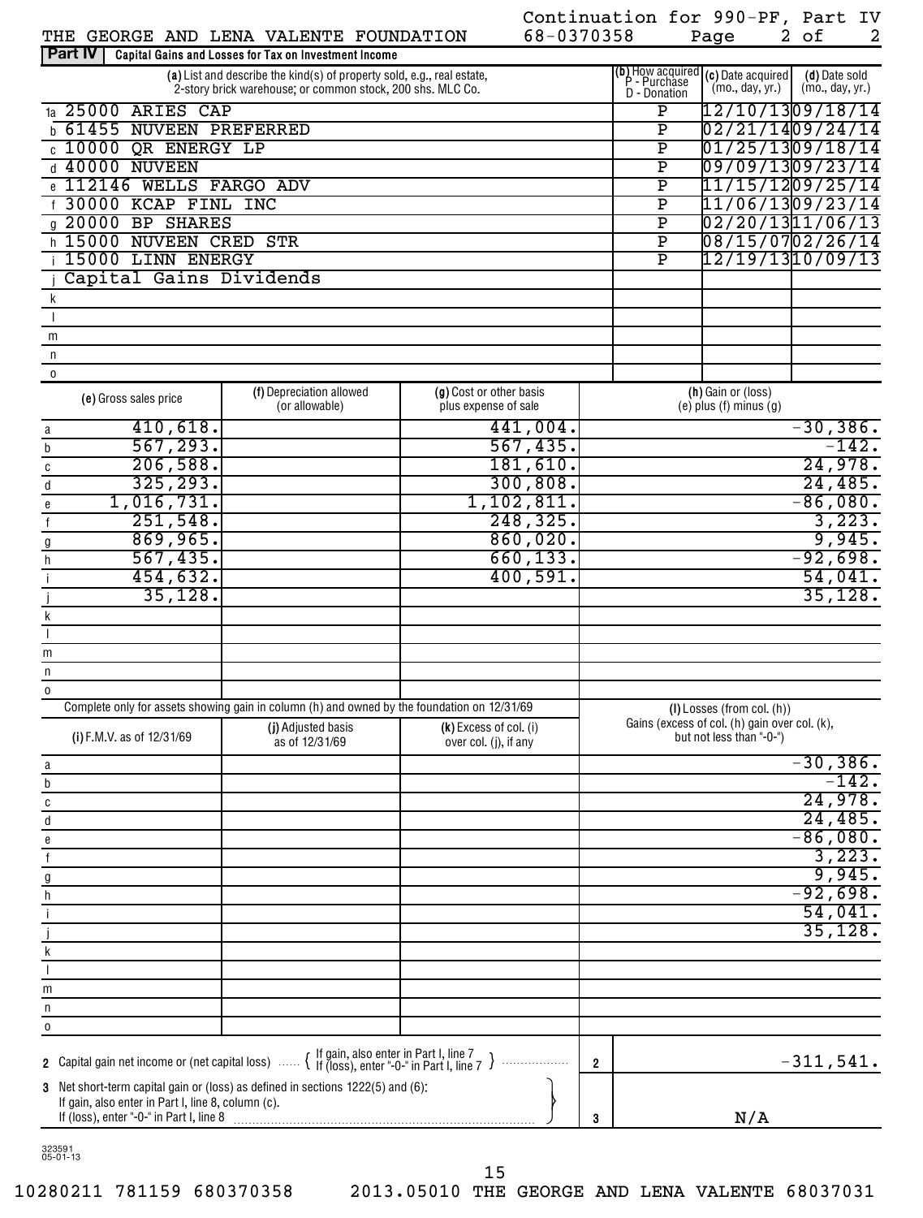Continuation for 990-PF, Part IV

THE GEORGE AND LENA VALENTE FOUNDATION 68-0370358

## Part IV Capital Gains and Losses for Tax on Investment Income

| | (a) List and describe the kind(s) of property sold, e.g., real estate, 2-story brick warehouse; or common stock, 200 shs. MLC Co. | (b) How acquired P - Purchase D - Donation | (c) Date acquired (mo., day, yr.) | (d) Date sold (mo., day, yr.) |
|---|---|---|---|---|
| 1a | 25000 ARIES CAP | P | 12/10/13 | 09/18/14 |
| b | 61455 NUVEEN PREFERRED | P | 02/21/14 | 09/24/14 |
| c | 10000 QR ENERGY LP | P | 01/25/13 | 09/18/14 |
| d | 40000 NUVEEN | P | 09/09/13 | 09/23/14 |
| e | 112146 WELLS FARGO ADV | P | 11/15/12 | 09/25/14 |
| f | 30000 KCAP FINL INC | P | 11/06/13 | 09/23/14 |
| g | 20000 BP SHARES | P | 02/20/13 | 11/06/13 |
| h | 15000 NUVEEN CRED STR | P | 08/15/07 | 02/26/14 |
| i | 15000 LINN ENERGY | P | 12/19/13 | 10/09/13 |
| j | Capital Gains Dividends | | | |
| k | | | | |
| l | | | | |
| m | | | | |
| n | | | | |
| o | | | | |

| | (e) Gross sales price | (f) Depreciation allowed (or allowable) | (g) Cost or other basis plus expense of sale | (h) Gain or (loss) (e) plus (f) minus (g) |
|---|---|---|---|---|
| a | 410,618. | | 441,004. | -30,386. |
| b | 567,293. | | 567,435. | -142. |
| c | 206,588. | | 181,610. | 24,978. |
| d | 325,293. | | 300,808. | 24,485. |
| e | 1,016,731. | | 1,102,811. | -86,080. |
| f | 251,548. | | 248,325. | 3,223. |
| g | 869,965. | | 860,020. | 9,945. |
| h | 567,435. | | 660,133. | -92,698. |
| i | 454,632. | | 400,591. | 54,041. |
| j | 35,128. | | | 35,128. |
| k | | | | |
| l | | | | |
| m | | | | |
| n | | | | |
| o | | | | |

Complete only for assets showing gain in column (h) and owned by the foundation on 12/31/69

| | (i) F.M.V. as of 12/31/69 | (j) Adjusted basis as of 12/31/69 | (k) Excess of col. (i) over col. (j), if any | (l) Losses (from col. (h)) Gains (excess of col. (h) gain over col. (k), but not less than "-0-") |
|---|---|---|---|---|
| a | | | | -30,386. |
| b | | | | -142. |
| c | | | | 24,978. |
| d | | | | 24,485. |
| e | | | | -86,080. |
| f | | | | 3,223. |
| g | | | | 9,945. |
| h | | | | -92,698. |
| i | | | | 54,041. |
| j | | | | 35,128. |
| k | | | | |
| l | | | | |
| m | | | | |
| n | | | | |
| o | | | | |

| | | | |
|---|---|---|---|
| 2 | Capital gain net income or (net capital loss) { If gain, also enter in Part I, line 7; If (loss), enter "-0-" in Part I, line 7 } | 2 | -311,541. |
| 3 | Net short-term capital gain or (loss) as defined in sections 1222(5) and (6): If gain, also enter in Part I, line 8, column (c). If (loss), enter "-0-" in Part I, line 8 | 3 | N/A |

323591 05-01-13

10280211 781159 680370358 2013.05010 THE GEORGE AND LENA VALENTE 68037031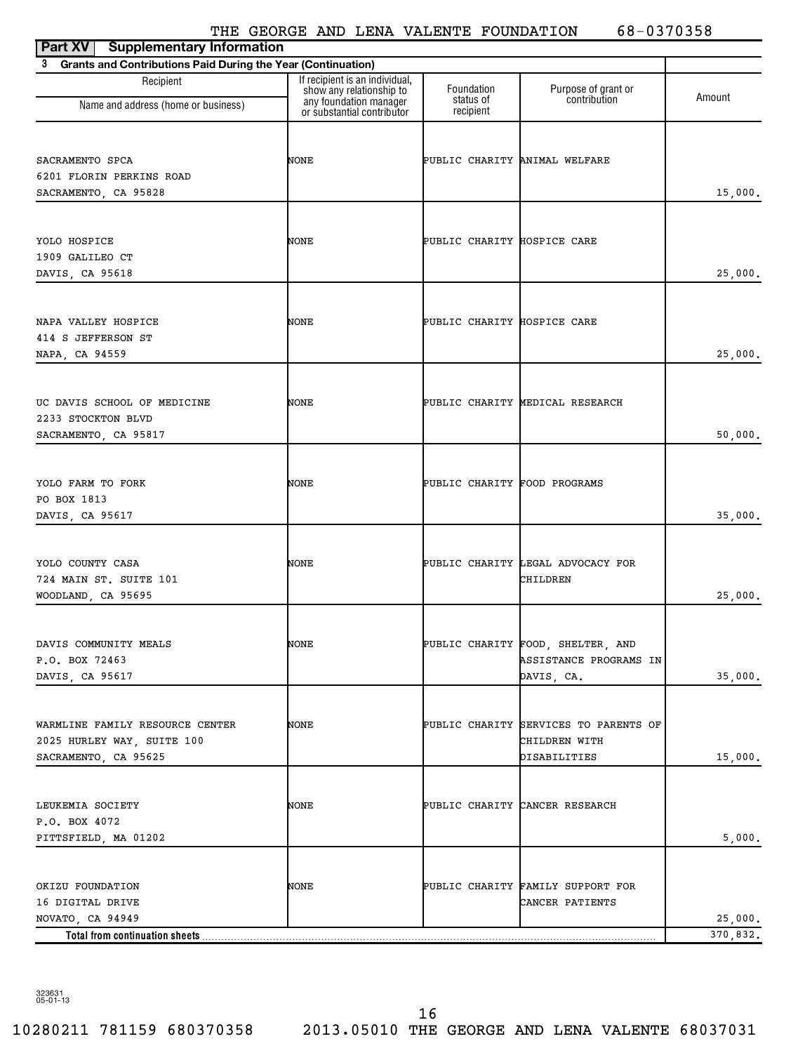THE GEORGE AND LENA VALENTE FOUNDATION 68-0370358

**Part XV Supplementary Information**

**3 Grants and Contributions Paid During the Year (Continuation)**

| Recipient Name and address (home or business) | If recipient is an individual, show any relationship to any foundation manager or substantial contributor | Foundation status of recipient | Purpose of grant or contribution | Amount |
|---|---|---|---|---|
| SACRAMENTO SPCA<br>6201 FLORIN PERKINS ROAD<br>SACRAMENTO, CA 95828 | NONE | PUBLIC CHARITY | ANIMAL WELFARE | 15,000. |
| YOLO HOSPICE<br>1909 GALILEO CT<br>DAVIS, CA 95618 | NONE | PUBLIC CHARITY | HOSPICE CARE | 25,000. |
| NAPA VALLEY HOSPICE<br>414 S JEFFERSON ST<br>NAPA, CA 94559 | NONE | PUBLIC CHARITY | HOSPICE CARE | 25,000. |
| UC DAVIS SCHOOL OF MEDICINE<br>2233 STOCKTON BLVD<br>SACRAMENTO, CA 95817 | NONE | PUBLIC CHARITY | MEDICAL RESEARCH | 50,000. |
| YOLO FARM TO FORK<br>PO BOX 1813<br>DAVIS, CA 95617 | NONE | PUBLIC CHARITY | FOOD PROGRAMS | 35,000. |
| YOLO COUNTY CASA<br>724 MAIN ST. SUITE 101<br>WOODLAND, CA 95695 | NONE | PUBLIC CHARITY | LEGAL ADVOCACY FOR CHILDREN | 25,000. |
| DAVIS COMMUNITY MEALS<br>P.O. BOX 72463<br>DAVIS, CA 95617 | NONE | PUBLIC CHARITY | FOOD, SHELTER, AND ASSISTANCE PROGRAMS IN DAVIS, CA. | 35,000. |
| WARMLINE FAMILY RESOURCE CENTER<br>2025 HURLEY WAY, SUITE 100<br>SACRAMENTO, CA 95625 | NONE | PUBLIC CHARITY | SERVICES TO PARENTS OF CHILDREN WITH DISABILITIES | 15,000. |
| LEUKEMIA SOCIETY<br>P.O. BOX 4072<br>PITTSFIELD, MA 01202 | NONE | PUBLIC CHARITY | CANCER RESEARCH | 5,000. |
| OKIZU FOUNDATION<br>16 DIGITAL DRIVE<br>NOVATO, CA 94949 | NONE | PUBLIC CHARITY | FAMILY SUPPORT FOR CANCER PATIENTS | 25,000. |
| **Total from continuation sheets** | | | | 370,832. |

323631
05-01-13

10280211 781159 680370358 2013.05010 THE GEORGE AND LENA VALENTE 68037031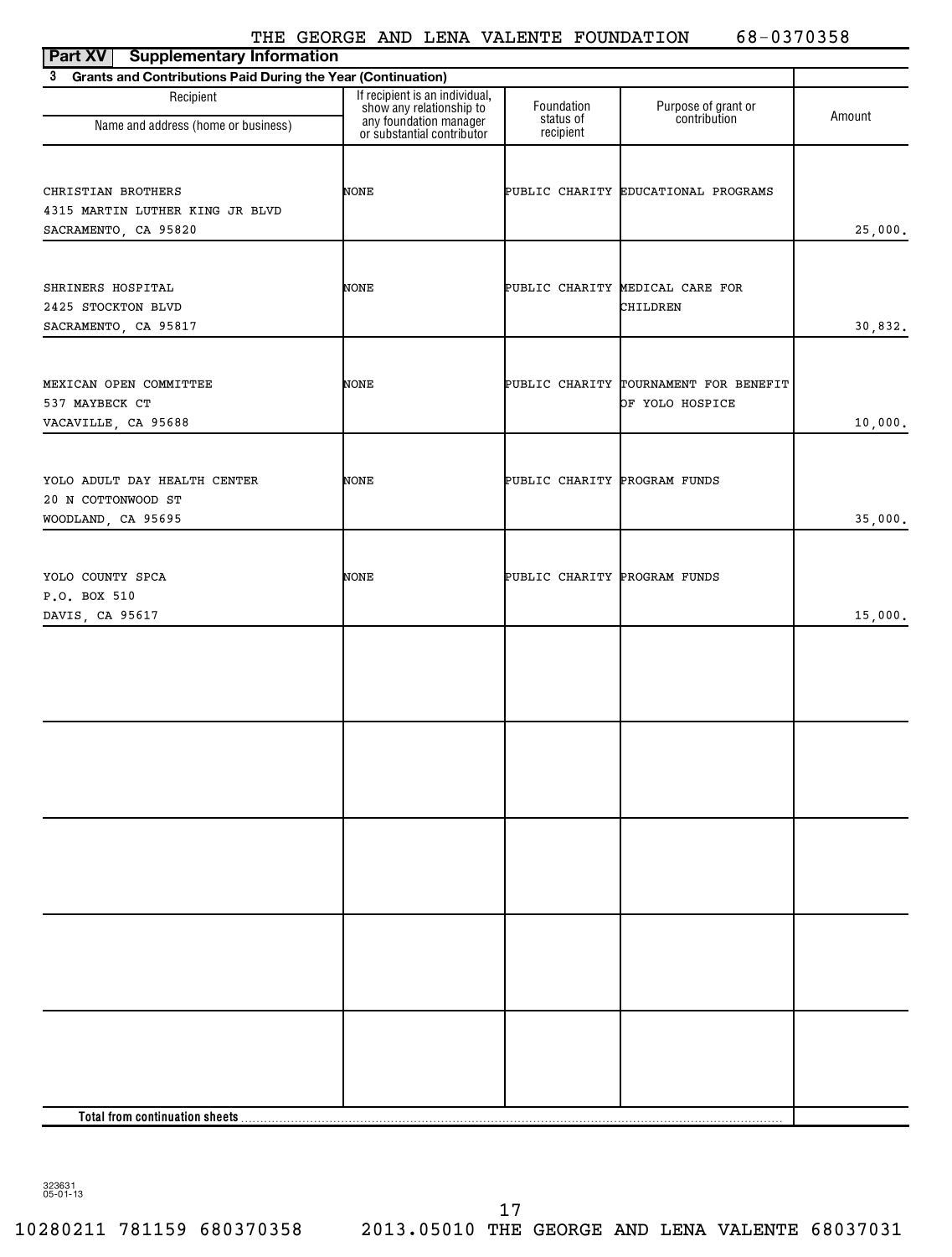THE GEORGE AND LENA VALENTE FOUNDATION 68-0370358

**Part XV Supplementary Information**

**3 Grants and Contributions Paid During the Year (Continuation)**

| Recipient Name and address (home or business) | If recipient is an individual, show any relationship to any foundation manager or substantial contributor | Foundation status of recipient | Purpose of grant or contribution | Amount |
|---|---|---|---|---|
| CHRISTIAN BROTHERS<br>4315 MARTIN LUTHER KING JR BLVD<br>SACRAMENTO, CA 95820 | NONE | PUBLIC CHARITY | EDUCATIONAL PROGRAMS | 25,000. |
| SHRINERS HOSPITAL<br>2425 STOCKTON BLVD<br>SACRAMENTO, CA 95817 | NONE | PUBLIC CHARITY | MEDICAL CARE FOR CHILDREN | 30,832. |
| MEXICAN OPEN COMMITTEE<br>537 MAYBECK CT<br>VACAVILLE, CA 95688 | NONE | PUBLIC CHARITY | TOURNAMENT FOR BENEFIT OF YOLO HOSPICE | 10,000. |
| YOLO ADULT DAY HEALTH CENTER<br>20 N COTTONWOOD ST<br>WOODLAND, CA 95695 | NONE | PUBLIC CHARITY | PROGRAM FUNDS | 35,000. |
| YOLO COUNTY SPCA<br>P.O. BOX 510<br>DAVIS, CA 95617 | NONE | PUBLIC CHARITY | PROGRAM FUNDS | 15,000. |
| | | | | |
| | | | | |
| | | | | |
| | | | | |
| | | | | |
| **Total from continuation sheets** | | | | |

323631
05-01-13

10280211 781159 680370358 2013.05010 THE GEORGE AND LENA VALENTE 68037031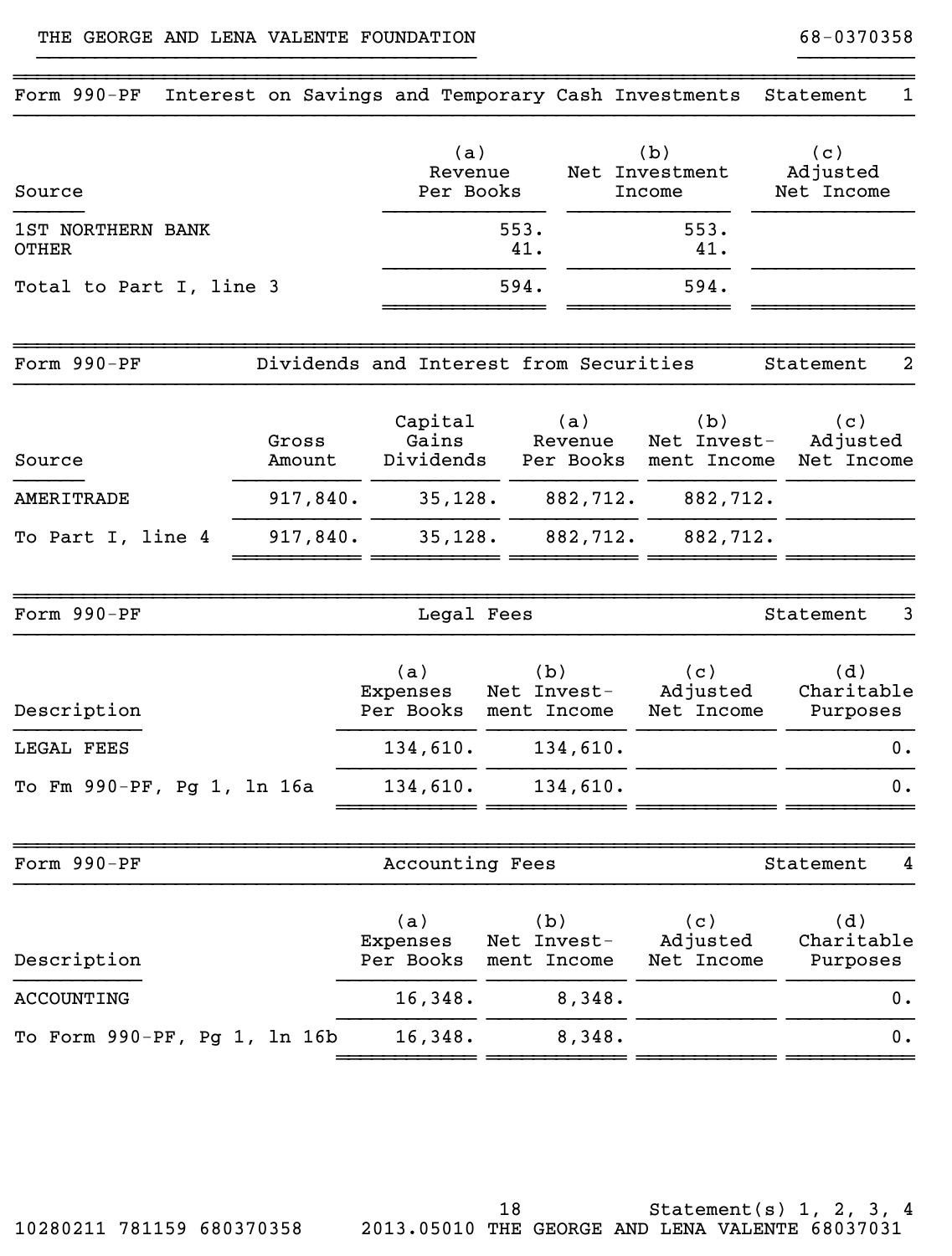THE GEORGE AND LENA VALENTE FOUNDATION 68-0370358

## Form 990-PF Interest on Savings and Temporary Cash Investments Statement 1

| Source | (a) Revenue Per Books | (b) Net Investment Income | (c) Adjusted Net Income |
|---|---|---|---|
| 1ST NORTHERN BANK | 553. | 553. | |
| OTHER | 41. | 41. | |
| Total to Part I, line 3 | 594. | 594. | |

## Form 990-PF Dividends and Interest from Securities Statement 2

| Source | Gross Amount | Capital Gains Dividends | (a) Revenue Per Books | (b) Net Investment Income | (c) Adjusted Net Income |
|---|---|---|---|---|---|
| AMERITRADE | 917,840. | 35,128. | 882,712. | 882,712. | |
| To Part I, line 4 | 917,840. | 35,128. | 882,712. | 882,712. | |

## Form 990-PF Legal Fees Statement 3

| Description | (a) Expenses Per Books | (b) Net Investment Income | (c) Adjusted Net Income | (d) Charitable Purposes |
|---|---|---|---|---|
| LEGAL FEES | 134,610. | 134,610. | | 0. |
| To Fm 990-PF, Pg 1, ln 16a | 134,610. | 134,610. | | 0. |

## Form 990-PF Accounting Fees Statement 4

| Description | (a) Expenses Per Books | (b) Net Investment Income | (c) Adjusted Net Income | (d) Charitable Purposes |
|---|---|---|---|---|
| ACCOUNTING | 16,348. | 8,348. | | 0. |
| To Form 990-PF, Pg 1, ln 16b | 16,348. | 8,348. | | 0. |

Statement(s) 1, 2, 3, 4

10280211 781159 680370358 2013.05010 THE GEORGE AND LENA VALENTE 68037031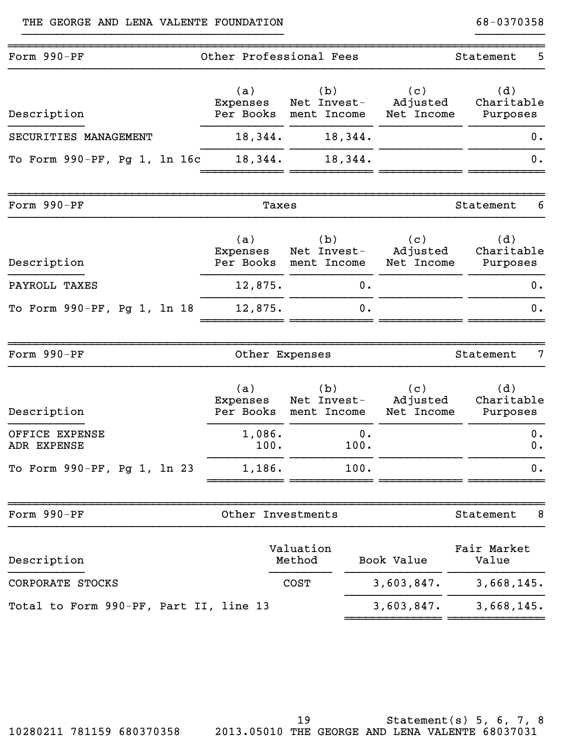THE GEORGE AND LENA VALENTE FOUNDATION 68-0370358

## Form 990-PF — Other Professional Fees — Statement 5

| Description | (a) Expenses Per Books | (b) Net Invest-ment Income | (c) Adjusted Net Income | (d) Charitable Purposes |
|---|---|---|---|---|
| SECURITIES MANAGEMENT | 18,344. | 18,344. | | 0. |
| To Form 990-PF, Pg 1, ln 16c | 18,344. | 18,344. | | 0. |

## Form 990-PF — Taxes — Statement 6

| Description | (a) Expenses Per Books | (b) Net Invest-ment Income | (c) Adjusted Net Income | (d) Charitable Purposes |
|---|---|---|---|---|
| PAYROLL TAXES | 12,875. | 0. | | 0. |
| To Form 990-PF, Pg 1, ln 18 | 12,875. | 0. | | 0. |

## Form 990-PF — Other Expenses — Statement 7

| Description | (a) Expenses Per Books | (b) Net Invest-ment Income | (c) Adjusted Net Income | (d) Charitable Purposes |
|---|---|---|---|---|
| OFFICE EXPENSE | 1,086. | 0. | | 0. |
| ADR EXPENSE | 100. | 100. | | 0. |
| To Form 990-PF, Pg 1, ln 23 | 1,186. | 100. | | 0. |

## Form 990-PF — Other Investments — Statement 8

| Description | Valuation Method | Book Value | Fair Market Value |
|---|---|---|---|
| CORPORATE STOCKS | COST | 3,603,847. | 3,668,145. |
| Total to Form 990-PF, Part II, line 13 | | 3,603,847. | 3,668,145. |

Statement(s) 5, 6, 7, 8

10280211 781159 680370358 2013.05010 THE GEORGE AND LENA VALENTE 68037031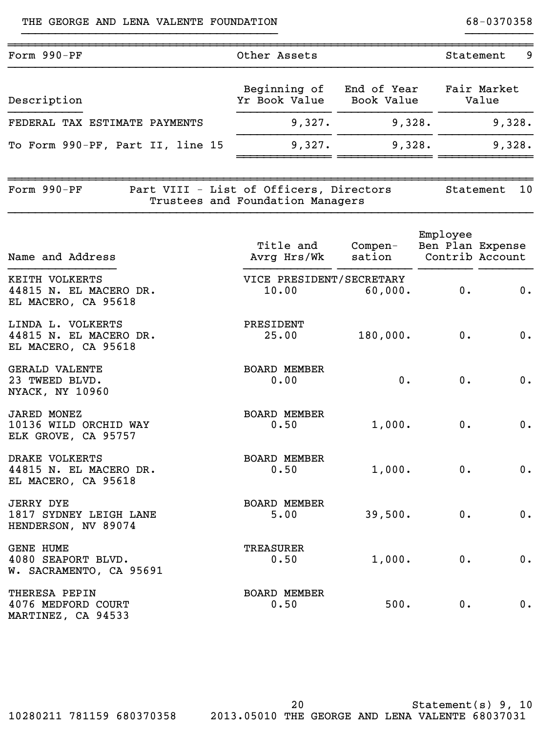THE GEORGE AND LENA VALENTE FOUNDATION 68-0370358

| Form 990-PF | Other Assets | | Statement 9 |
|---|---|---|---|
| Description | Beginning of Yr Book Value | End of Year Book Value | Fair Market Value |
| FEDERAL TAX ESTIMATE PAYMENTS | 9,327. | 9,328. | 9,328. |
| To Form 990-PF, Part II, line 15 | 9,327. | 9,328. | 9,328. |

Form 990-PF Part VIII - List of Officers, Directors Trustees and Foundation Managers Statement 10

| Name and Address | Title and Avrg Hrs/Wk | Compen-sation | Employee Ben Plan Contrib | Expense Account |
|---|---|---|---|---|
| KEITH VOLKERTS<br>44815 N. EL MACERO DR.<br>EL MACERO, CA 95618 | VICE PRESIDENT/SECRETARY<br>10.00 | 60,000. | 0. | 0. |
| LINDA L. VOLKERTS<br>44815 N. EL MACERO DR.<br>EL MACERO, CA 95618 | PRESIDENT<br>25.00 | 180,000. | 0. | 0. |
| GERALD VALENTE<br>23 TWEED BLVD.<br>NYACK, NY 10960 | BOARD MEMBER<br>0.00 | 0. | 0. | 0. |
| JARED MONEZ<br>10136 WILD ORCHID WAY<br>ELK GROVE, CA 95757 | BOARD MEMBER<br>0.50 | 1,000. | 0. | 0. |
| DRAKE VOLKERTS<br>44815 N. EL MACERO DR.<br>EL MACERO, CA 95618 | BOARD MEMBER<br>0.50 | 1,000. | 0. | 0. |
| JERRY DYE<br>1817 SYDNEY LEIGH LANE<br>HENDERSON, NV 89074 | BOARD MEMBER<br>5.00 | 39,500. | 0. | 0. |
| GENE HUME<br>4080 SEAPORT BLVD.<br>W. SACRAMENTO, CA 95691 | TREASURER<br>0.50 | 1,000. | 0. | 0. |
| THERESA PEPIN<br>4076 MEDFORD COURT<br>MARTINEZ, CA 94533 | BOARD MEMBER<br>0.50 | 500. | 0. | 0. |

Statement(s) 9, 10

10280211 781159 680370358 2013.05010 THE GEORGE AND LENA VALENTE 68037031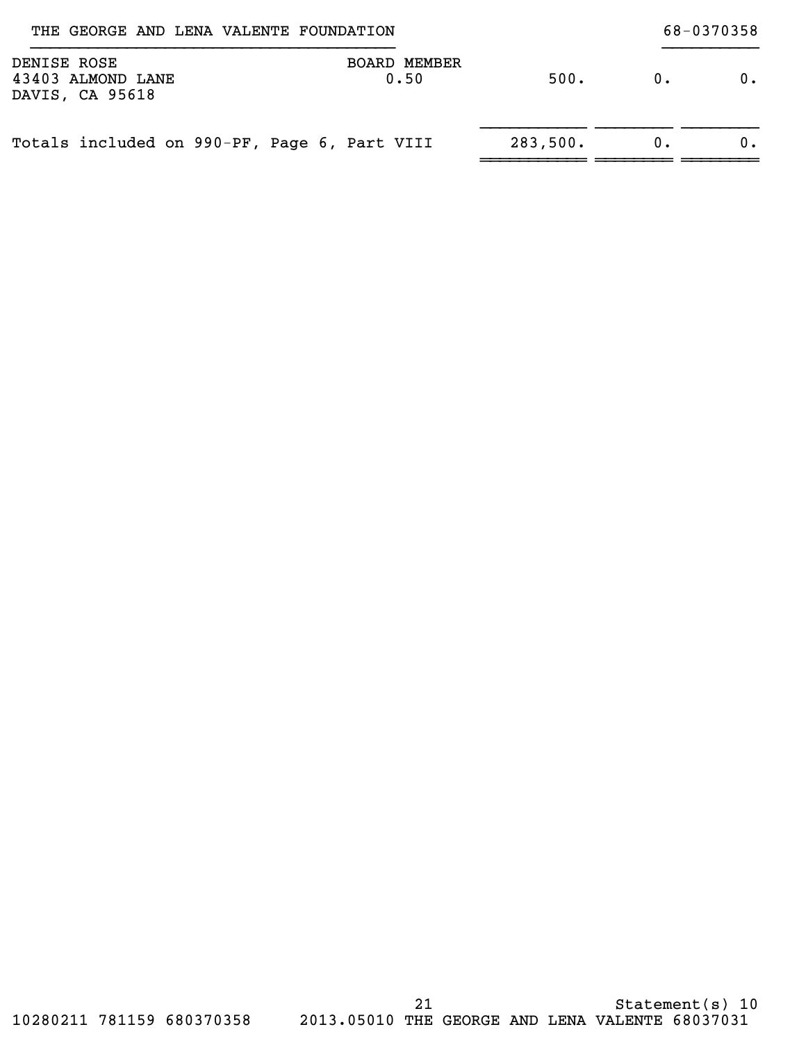| | | | | |
|---|---|---|---|---|
| DENISE ROSE<br>43403 ALMOND LANE<br>DAVIS, CA 95618 | BOARD MEMBER<br>0.50 | 500. | 0. | 0. |
| Totals included on 990-PF, Page 6, Part VIII | | 283,500. | 0. | 0. |

Statement(s) 10